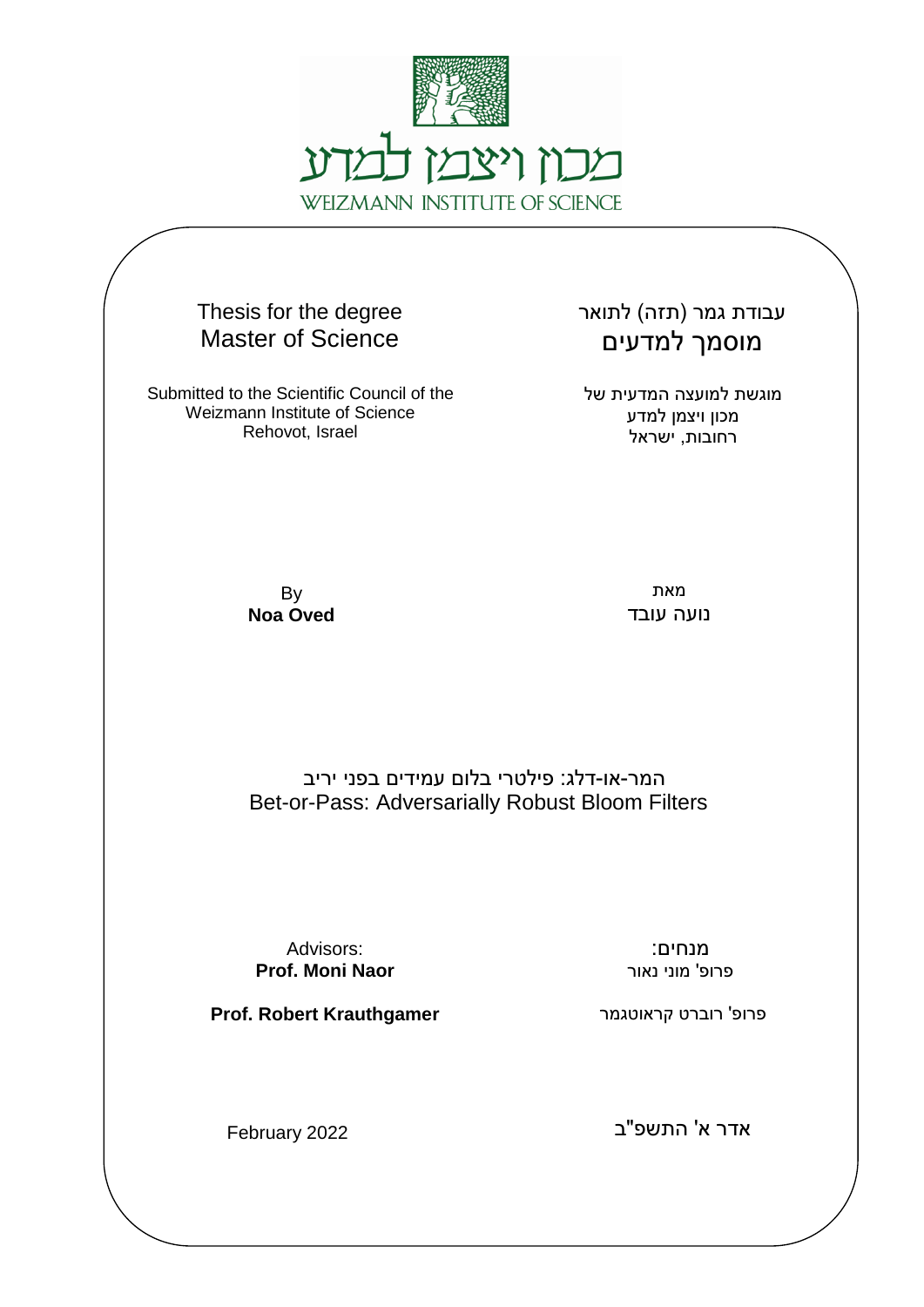מכון ויצמן למדע

WEIZMANN INSTITUTE OF SCIENCE

Thesis for the degree
Master of Science

עבודת גמר (תזה) לתואר
מוסמך למדעים

Submitted to the Scientific Council of the
Weizmann Institute of Science
Rehovot, Israel

מוגשת למועצה המדעית של
מכון ויצמן למדע
רחובות, ישראל

By
**Noa Oved**

מאת
נועה עובד

המר-או-דלג: פילטרי בלום עמידים בפני יריב

Bet-or-Pass: Adversarially Robust Bloom Filters

Advisors:
**Prof. Moni Naor**

**Prof. Robert Krauthgamer**

מנחים:
פרופ' מוני נאור

פרופ' רוברט קראוטגמר

February 2022

אדר א' התשפ"ב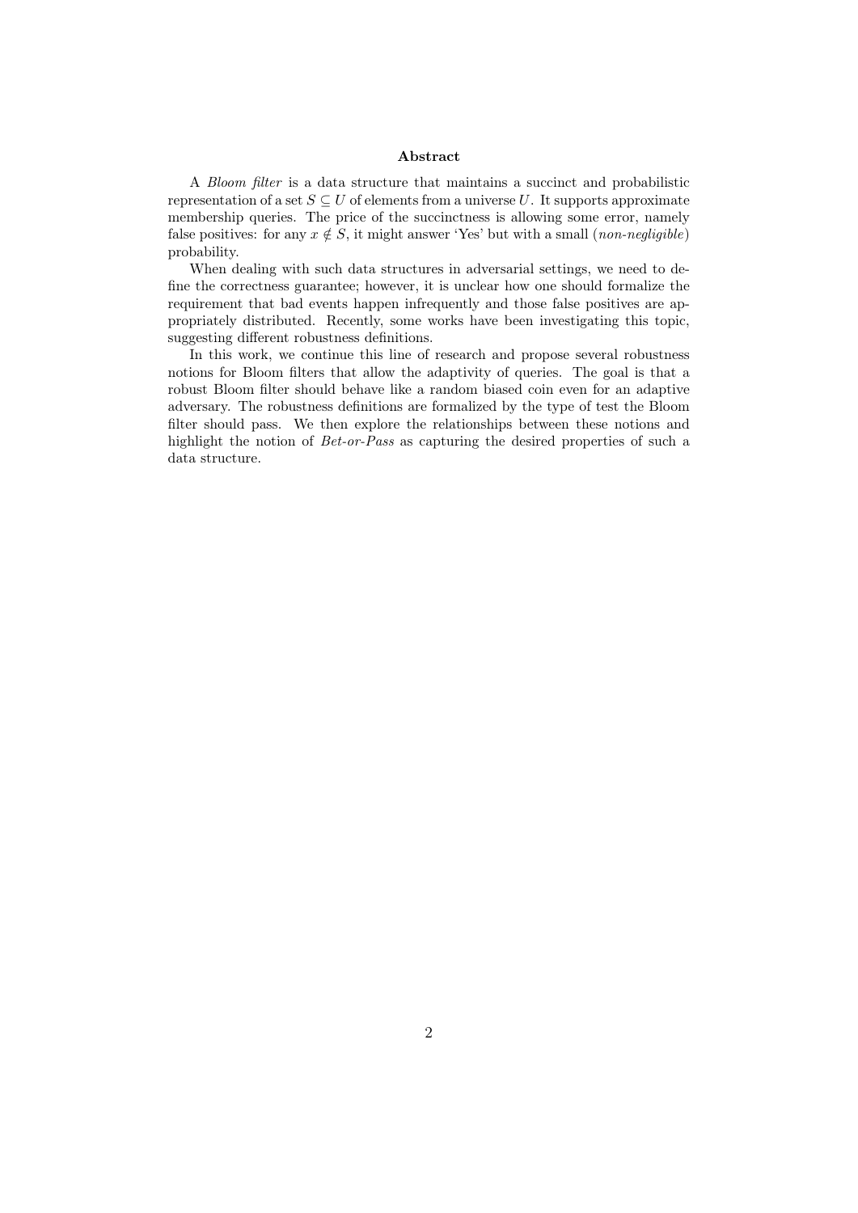**Abstract**

A *Bloom filter* is a data structure that maintains a succinct and probabilistic representation of a set $S \subseteq U$ of elements from a universe $U$. It supports approximate membership queries. The price of the succinctness is allowing some error, namely false positives: for any $x \notin S$, it might answer 'Yes' but with a small (*non-negligible*) probability.

When dealing with such data structures in adversarial settings, we need to define the correctness guarantee; however, it is unclear how one should formalize the requirement that bad events happen infrequently and those false positives are appropriately distributed. Recently, some works have been investigating this topic, suggesting different robustness definitions.

In this work, we continue this line of research and propose several robustness notions for Bloom filters that allow the adaptivity of queries. The goal is that a robust Bloom filter should behave like a random biased coin even for an adaptive adversary. The robustness definitions are formalized by the type of test the Bloom filter should pass. We then explore the relationships between these notions and highlight the notion of *Bet-or-Pass* as capturing the desired properties of such a data structure.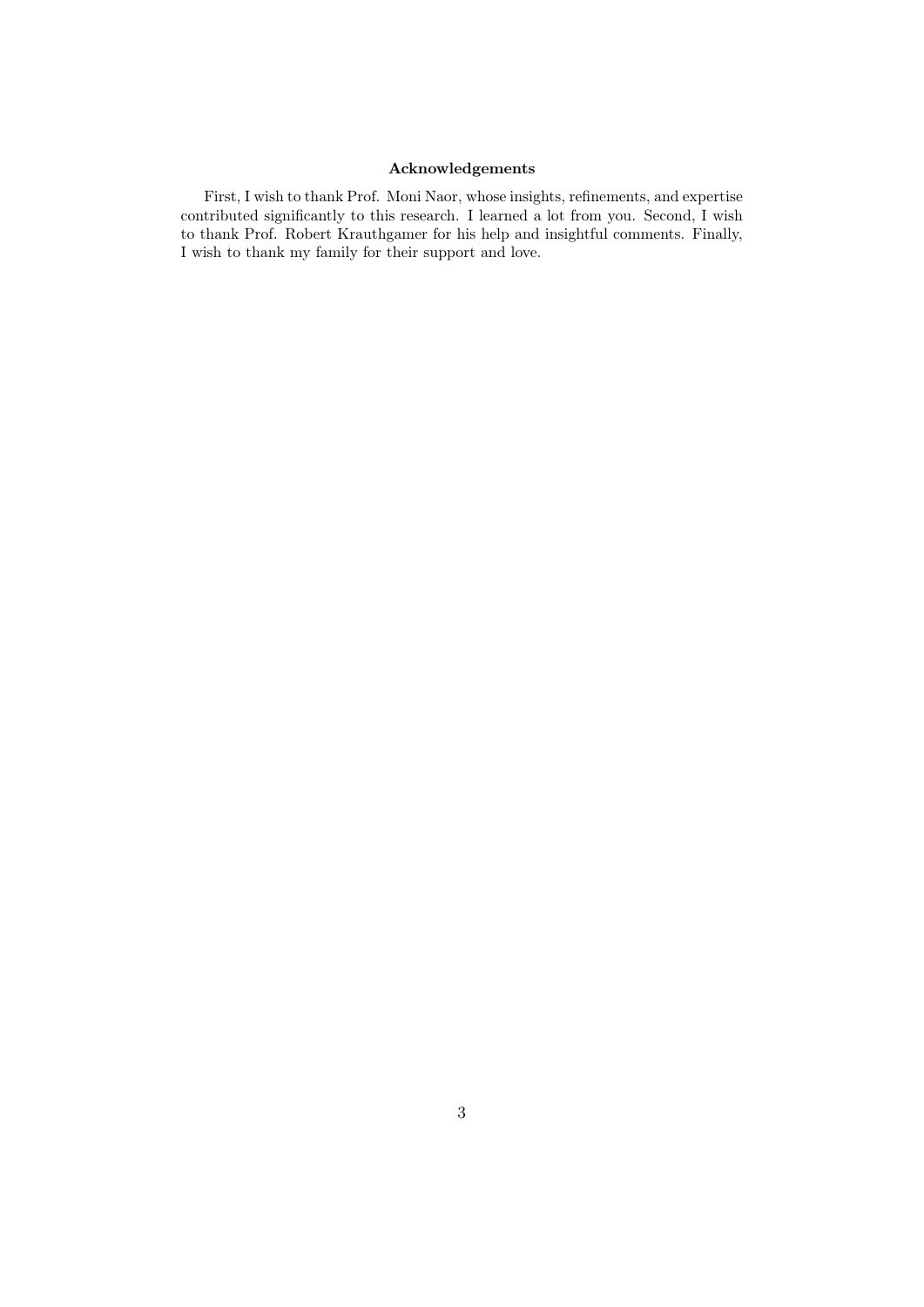**Acknowledgements**

First, I wish to thank Prof. Moni Naor, whose insights, refinements, and expertise contributed significantly to this research. I learned a lot from you. Second, I wish to thank Prof. Robert Krauthgamer for his help and insightful comments. Finally, I wish to thank my family for their support and love.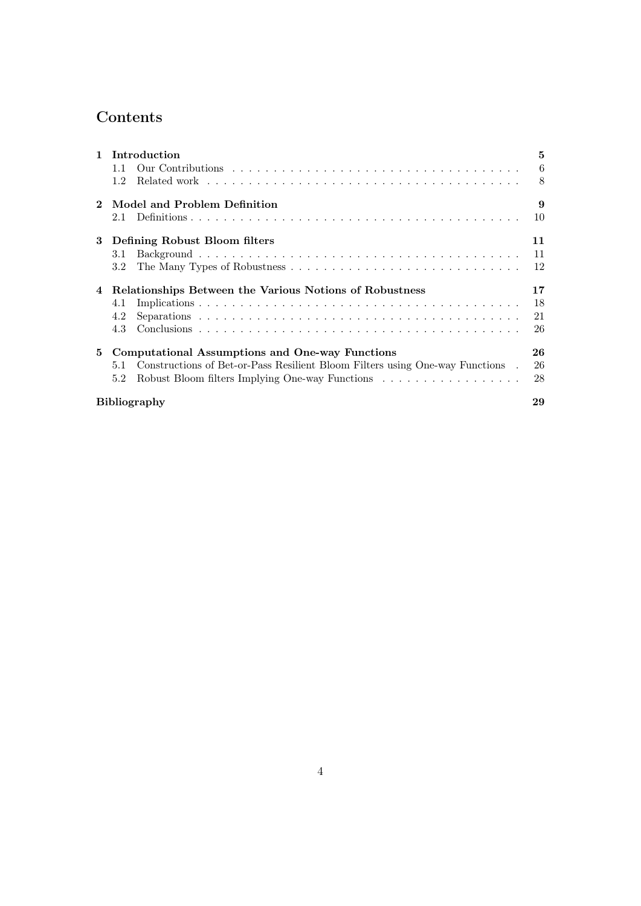# Contents

**1 Introduction** — **5**
- 1.1 Our Contributions — 6
- 1.2 Related work — 8

**2 Model and Problem Definition** — **9**
- 2.1 Definitions — 10

**3 Defining Robust Bloom filters** — **11**
- 3.1 Background — 11
- 3.2 The Many Types of Robustness — 12

**4 Relationships Between the Various Notions of Robustness** — **17**
- 4.1 Implications — 18
- 4.2 Separations — 21
- 4.3 Conclusions — 26

**5 Computational Assumptions and One-way Functions** — **26**
- 5.1 Constructions of Bet-or-Pass Resilient Bloom Filters using One-way Functions — 26
- 5.2 Robust Bloom filters Implying One-way Functions — 28

**Bibliography** — **29**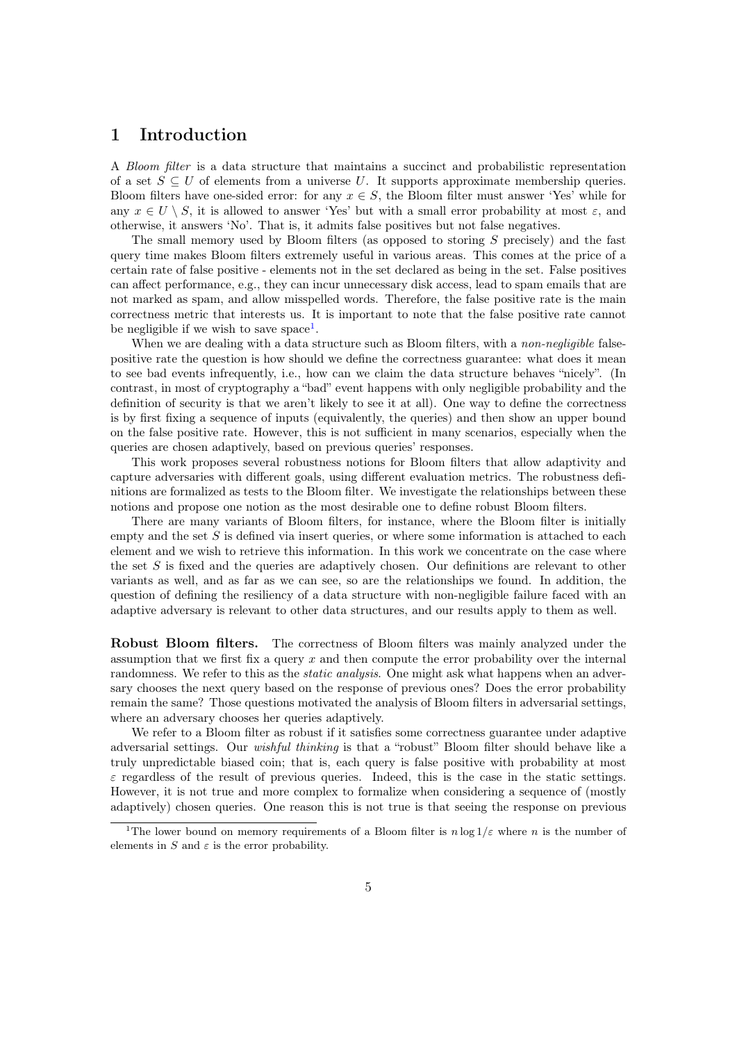# 1 Introduction

A *Bloom filter* is a data structure that maintains a succinct and probabilistic representation of a set $S \subseteq U$ of elements from a universe $U$. It supports approximate membership queries. Bloom filters have one-sided error: for any $x \in S$, the Bloom filter must answer 'Yes' while for any $x \in U \setminus S$, it is allowed to answer 'Yes' but with a small error probability at most $\varepsilon$, and otherwise, it answers 'No'. That is, it admits false positives but not false negatives.

The small memory used by Bloom filters (as opposed to storing $S$ precisely) and the fast query time makes Bloom filters extremely useful in various areas. This comes at the price of a certain rate of false positive - elements not in the set declared as being in the set. False positives can affect performance, e.g., they can incur unnecessary disk access, lead to spam emails that are not marked as spam, and allow misspelled words. Therefore, the false positive rate is the main correctness metric that interests us. It is important to note that the false positive rate cannot be negligible if we wish to save space[1].

When we are dealing with a data structure such as Bloom filters, with a *non-negligible* false-positive rate the question is how should we define the correctness guarantee: what does it mean to see bad events infrequently, i.e., how can we claim the data structure behaves "nicely". (In contrast, in most of cryptography a "bad" event happens with only negligible probability and the definition of security is that we aren't likely to see it at all). One way to define the correctness is by first fixing a sequence of inputs (equivalently, the queries) and then show an upper bound on the false positive rate. However, this is not sufficient in many scenarios, especially when the queries are chosen adaptively, based on previous queries' responses.

This work proposes several robustness notions for Bloom filters that allow adaptivity and capture adversaries with different goals, using different evaluation metrics. The robustness definitions are formalized as tests to the Bloom filter. We investigate the relationships between these notions and propose one notion as the most desirable one to define robust Bloom filters.

There are many variants of Bloom filters, for instance, where the Bloom filter is initially empty and the set $S$ is defined via insert queries, or where some information is attached to each element and we wish to retrieve this information. In this work we concentrate on the case where the set $S$ is fixed and the queries are adaptively chosen. Our definitions are relevant to other variants as well, and as far as we can see, so are the relationships we found. In addition, the question of defining the resiliency of a data structure with non-negligible failure faced with an adaptive adversary is relevant to other data structures, and our results apply to them as well.

**Robust Bloom filters.** The correctness of Bloom filters was mainly analyzed under the assumption that we first fix a query $x$ and then compute the error probability over the internal randomness. We refer to this as the *static analysis*. One might ask what happens when an adversary chooses the next query based on the response of previous ones? Does the error probability remain the same? Those questions motivated the analysis of Bloom filters in adversarial settings, where an adversary chooses her queries adaptively.

We refer to a Bloom filter as robust if it satisfies some correctness guarantee under adaptive adversarial settings. Our *wishful thinking* is that a "robust" Bloom filter should behave like a truly unpredictable biased coin; that is, each query is false positive with probability at most $\varepsilon$ regardless of the result of previous queries. Indeed, this is the case in the static settings. However, it is not true and more complex to formalize when considering a sequence of (mostly adaptively) chosen queries. One reason this is not true is that seeing the response on previous

[1] The lower bound on memory requirements of a Bloom filter is $n \log 1/\varepsilon$ where $n$ is the number of elements in $S$ and $\varepsilon$ is the error probability.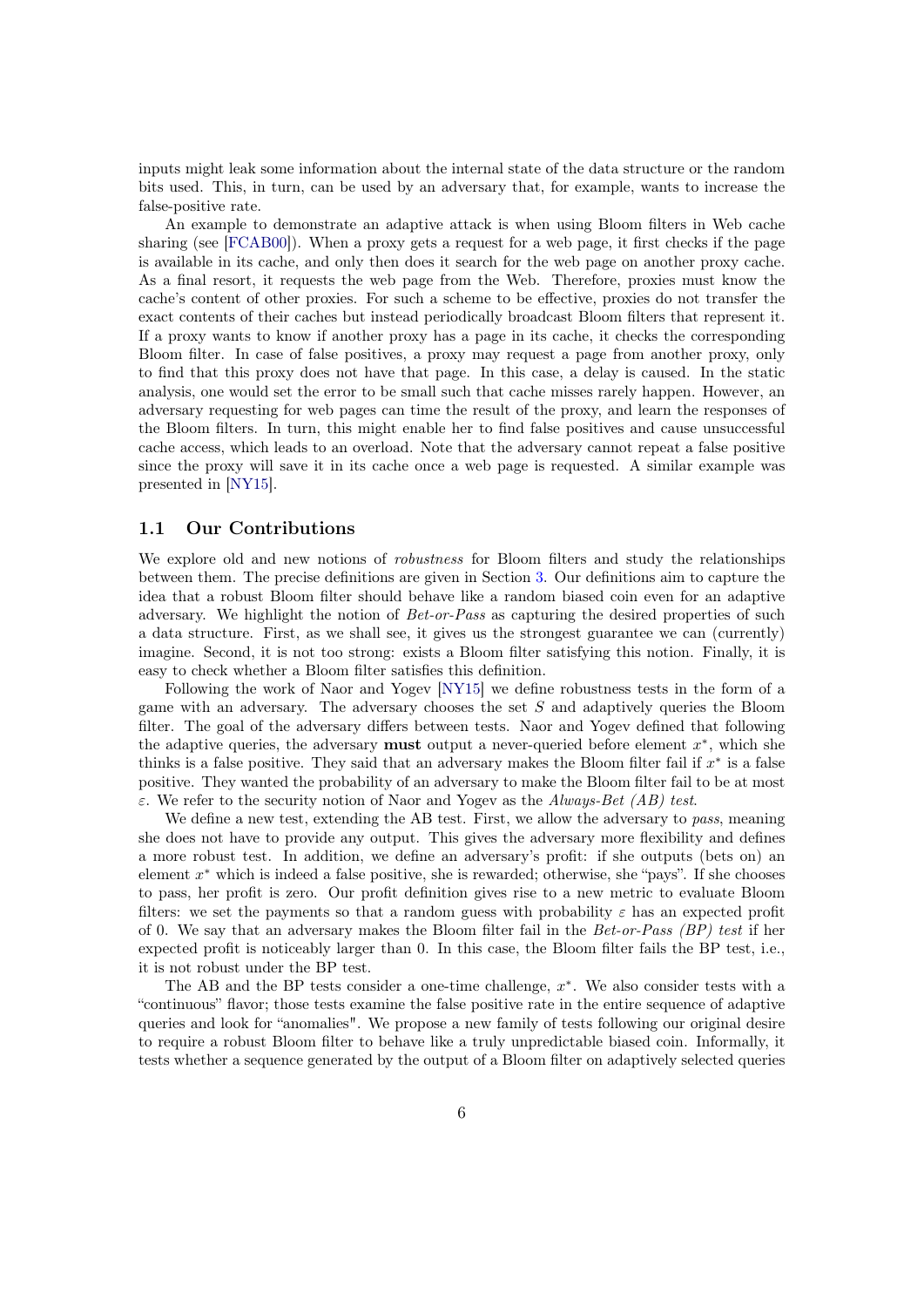inputs might leak some information about the internal state of the data structure or the random bits used. This, in turn, can be used by an adversary that, for example, wants to increase the false-positive rate.

An example to demonstrate an adaptive attack is when using Bloom filters in Web cache sharing (see [FCAB00]). When a proxy gets a request for a web page, it first checks if the page is available in its cache, and only then does it search for the web page on another proxy cache. As a final resort, it requests the web page from the Web. Therefore, proxies must know the cache's content of other proxies. For such a scheme to be effective, proxies do not transfer the exact contents of their caches but instead periodically broadcast Bloom filters that represent it. If a proxy wants to know if another proxy has a page in its cache, it checks the corresponding Bloom filter. In case of false positives, a proxy may request a page from another proxy, only to find that this proxy does not have that page. In this case, a delay is caused. In the static analysis, one would set the error to be small such that cache misses rarely happen. However, an adversary requesting for web pages can time the result of the proxy, and learn the responses of the Bloom filters. In turn, this might enable her to find false positives and cause unsuccessful cache access, which leads to an overload. Note that the adversary cannot repeat a false positive since the proxy will save it in its cache once a web page is requested. A similar example was presented in [NY15].

## 1.1 Our Contributions

We explore old and new notions of *robustness* for Bloom filters and study the relationships between them. The precise definitions are given in Section 3. Our definitions aim to capture the idea that a robust Bloom filter should behave like a random biased coin even for an adaptive adversary. We highlight the notion of *Bet-or-Pass* as capturing the desired properties of such a data structure. First, as we shall see, it gives us the strongest guarantee we can (currently) imagine. Second, it is not too strong: exists a Bloom filter satisfying this notion. Finally, it is easy to check whether a Bloom filter satisfies this definition.

Following the work of Naor and Yogev [NY15] we define robustness tests in the form of a game with an adversary. The adversary chooses the set $S$ and adaptively queries the Bloom filter. The goal of the adversary differs between tests. Naor and Yogev defined that following the adaptive queries, the adversary **must** output a never-queried before element $x^*$, which she thinks is a false positive. They said that an adversary makes the Bloom filter fail if $x^*$ is a false positive. They wanted the probability of an adversary to make the Bloom filter fail to be at most $\varepsilon$. We refer to the security notion of Naor and Yogev as the *Always-Bet (AB) test*.

We define a new test, extending the AB test. First, we allow the adversary to *pass*, meaning she does not have to provide any output. This gives the adversary more flexibility and defines a more robust test. In addition, we define an adversary's profit: if she outputs (bets on) an element $x^*$ which is indeed a false positive, she is rewarded; otherwise, she "pays". If she chooses to pass, her profit is zero. Our profit definition gives rise to a new metric to evaluate Bloom filters: we set the payments so that a random guess with probability $\varepsilon$ has an expected profit of 0. We say that an adversary makes the Bloom filter fail in the *Bet-or-Pass (BP) test* if her expected profit is noticeably larger than 0. In this case, the Bloom filter fails the BP test, i.e., it is not robust under the BP test.

The AB and the BP tests consider a one-time challenge, $x^*$. We also consider tests with a "continuous" flavor; those tests examine the false positive rate in the entire sequence of adaptive queries and look for "anomalies". We propose a new family of tests following our original desire to require a robust Bloom filter to behave like a truly unpredictable biased coin. Informally, it tests whether a sequence generated by the output of a Bloom filter on adaptively selected queries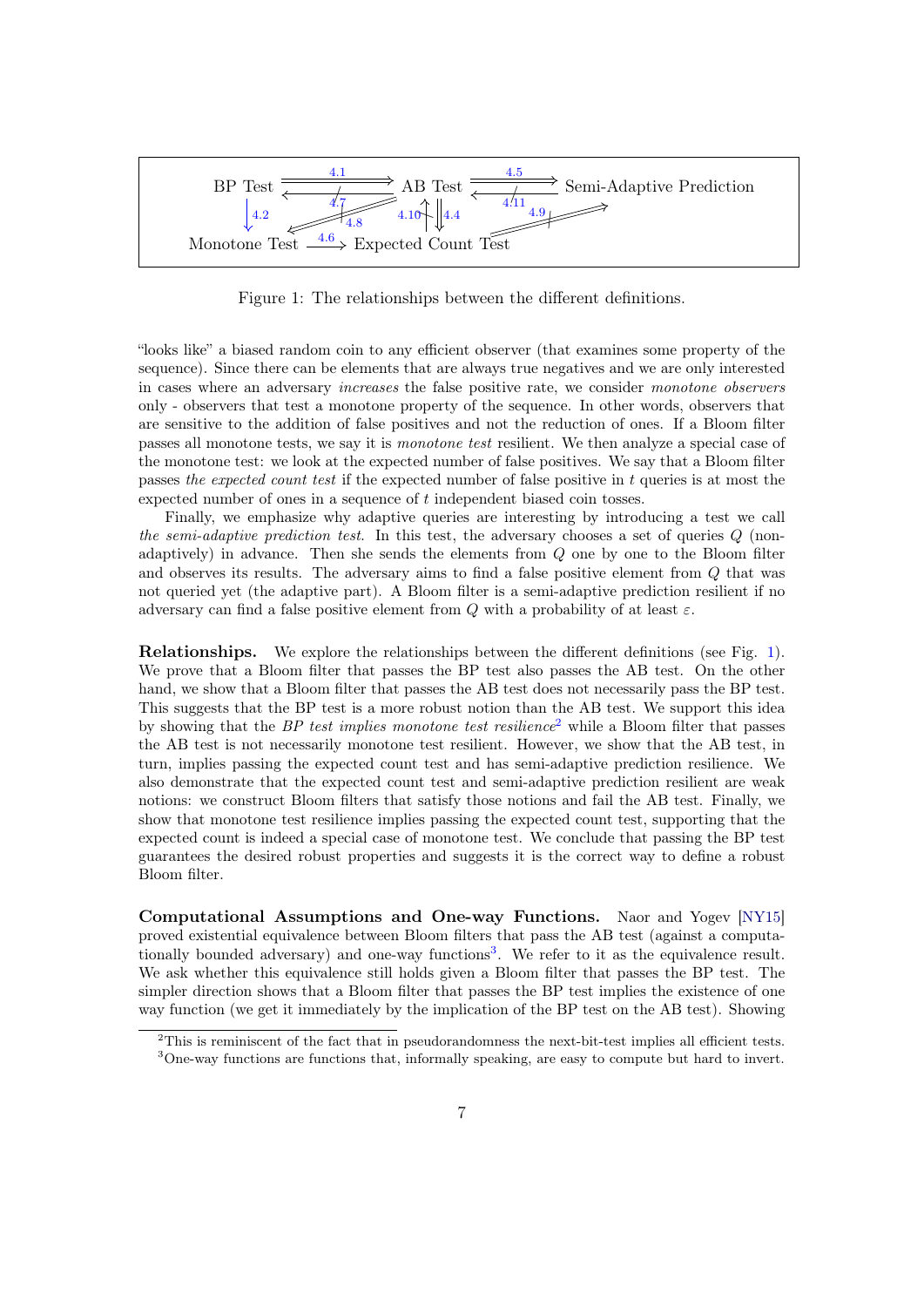Figure 1: The relationships between the different definitions.

"looks like" a biased random coin to any efficient observer (that examines some property of the sequence). Since there can be elements that are always true negatives and we are only interested in cases where an adversary *increases* the false positive rate, we consider *monotone observers* only - observers that test a monotone property of the sequence. In other words, observers that are sensitive to the addition of false positives and not the reduction of ones. If a Bloom filter passes all monotone tests, we say it is *monotone test* resilient. We then analyze a special case of the monotone test: we look at the expected number of false positives. We say that a Bloom filter passes *the expected count test* if the expected number of false positive in $t$ queries is at most the expected number of ones in a sequence of $t$ independent biased coin tosses.

Finally, we emphasize why adaptive queries are interesting by introducing a test we call *the semi-adaptive prediction test*. In this test, the adversary chooses a set of queries $Q$ (non-adaptively) in advance. Then she sends the elements from $Q$ one by one to the Bloom filter and observes its results. The adversary aims to find a false positive element from $Q$ that was not queried yet (the adaptive part). A Bloom filter is a semi-adaptive prediction resilient if no adversary can find a false positive element from $Q$ with a probability of at least $\varepsilon$.

**Relationships.** We explore the relationships between the different definitions (see Fig. 1). We prove that a Bloom filter that passes the BP test also passes the AB test. On the other hand, we show that a Bloom filter that passes the AB test does not necessarily pass the BP test. This suggests that the BP test is a more robust notion than the AB test. We support this idea by showing that the *BP test implies monotone test resilience*[2] while a Bloom filter that passes the AB test is not necessarily monotone test resilient. However, we show that the AB test, in turn, implies passing the expected count test and has semi-adaptive prediction resilience. We also demonstrate that the expected count test and semi-adaptive prediction resilient are weak notions: we construct Bloom filters that satisfy those notions and fail the AB test. Finally, we show that monotone test resilience implies passing the expected count test, supporting that the expected count is indeed a special case of monotone test. We conclude that passing the BP test guarantees the desired robust properties and suggests it is the correct way to define a robust Bloom filter.

**Computational Assumptions and One-way Functions.** Naor and Yogev [NY15] proved existential equivalence between Bloom filters that pass the AB test (against a computationally bounded adversary) and one-way functions[3]. We refer to it as the equivalence result. We ask whether this equivalence still holds given a Bloom filter that passes the BP test. The simpler direction shows that a Bloom filter that passes the BP test implies the existence of one way function (we get it immediately by the implication of the BP test on the AB test). Showing

[2] This is reminiscent of the fact that in pseudorandomness the next-bit-test implies all efficient tests.

[3] One-way functions are functions that, informally speaking, are easy to compute but hard to invert.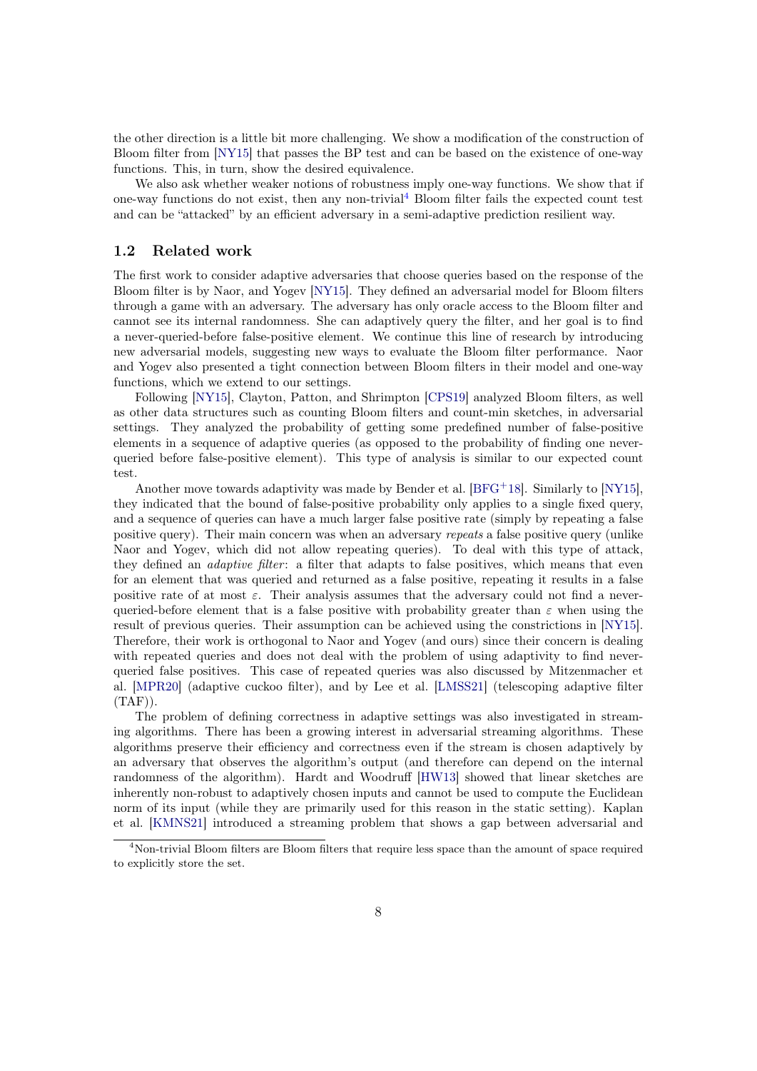the other direction is a little bit more challenging. We show a modification of the construction of Bloom filter from [NY15] that passes the BP test and can be based on the existence of one-way functions. This, in turn, show the desired equivalence.

We also ask whether weaker notions of robustness imply one-way functions. We show that if one-way functions do not exist, then any non-trivial[4] Bloom filter fails the expected count test and can be "attacked" by an efficient adversary in a semi-adaptive prediction resilient way.

## 1.2 Related work

The first work to consider adaptive adversaries that choose queries based on the response of the Bloom filter is by Naor, and Yogev [NY15]. They defined an adversarial model for Bloom filters through a game with an adversary. The adversary has only oracle access to the Bloom filter and cannot see its internal randomness. She can adaptively query the filter, and her goal is to find a never-queried-before false-positive element. We continue this line of research by introducing new adversarial models, suggesting new ways to evaluate the Bloom filter performance. Naor and Yogev also presented a tight connection between Bloom filters in their model and one-way functions, which we extend to our settings.

Following [NY15], Clayton, Patton, and Shrimpton [CPS19] analyzed Bloom filters, as well as other data structures such as counting Bloom filters and count-min sketches, in adversarial settings. They analyzed the probability of getting some predefined number of false-positive elements in a sequence of adaptive queries (as opposed to the probability of finding one never-queried before false-positive element). This type of analysis is similar to our expected count test.

Another move towards adaptivity was made by Bender et al. [BFG+18]. Similarly to [NY15], they indicated that the bound of false-positive probability only applies to a single fixed query, and a sequence of queries can have a much larger false positive rate (simply by repeating a false positive query). Their main concern was when an adversary *repeats* a false positive query (unlike Naor and Yogev, which did not allow repeating queries). To deal with this type of attack, they defined an *adaptive filter*: a filter that adapts to false positives, which means that even for an element that was queried and returned as a false positive, repeating it results in a false positive rate of at most $\varepsilon$. Their analysis assumes that the adversary could not find a never-queried-before element that is a false positive with probability greater than $\varepsilon$ when using the result of previous queries. Their assumption can be achieved using the constrictions in [NY15]. Therefore, their work is orthogonal to Naor and Yogev (and ours) since their concern is dealing with repeated queries and does not deal with the problem of using adaptivity to find never-queried false positives. This case of repeated queries was also discussed by Mitzenmacher et al. [MPR20] (adaptive cuckoo filter), and by Lee et al. [LMSS21] (telescoping adaptive filter (TAF)).

The problem of defining correctness in adaptive settings was also investigated in streaming algorithms. There has been a growing interest in adversarial streaming algorithms. These algorithms preserve their efficiency and correctness even if the stream is chosen adaptively by an adversary that observes the algorithm's output (and therefore can depend on the internal randomness of the algorithm). Hardt and Woodruff [HW13] showed that linear sketches are inherently non-robust to adaptively chosen inputs and cannot be used to compute the Euclidean norm of its input (while they are primarily used for this reason in the static setting). Kaplan et al. [KMNS21] introduced a streaming problem that shows a gap between adversarial and

[4] Non-trivial Bloom filters are Bloom filters that require less space than the amount of space required to explicitly store the set.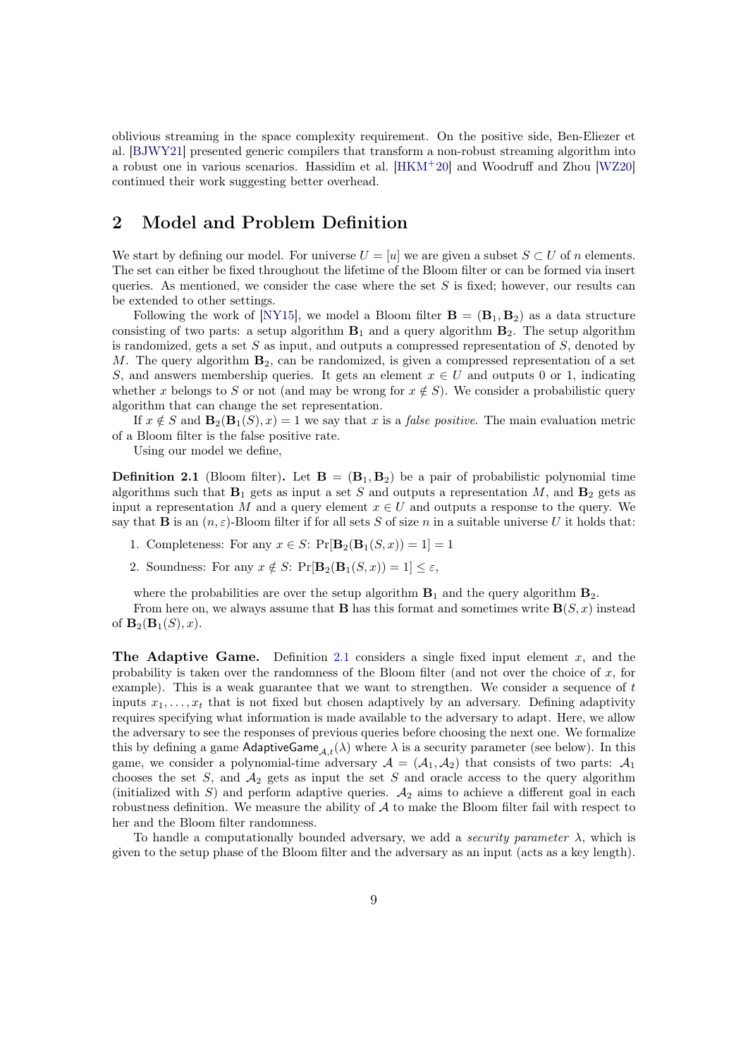oblivious streaming in the space complexity requirement. On the positive side, Ben-Eliezer et al. [BJWY21] presented generic compilers that transform a non-robust streaming algorithm into a robust one in various scenarios. Hassidim et al. [HKM+20] and Woodruff and Zhou [WZ20] continued their work suggesting better overhead.

## 2 Model and Problem Definition

We start by defining our model. For universe $U = [u]$ we are given a subset $S \subset U$ of $n$ elements. The set can either be fixed throughout the lifetime of the Bloom filter or can be formed via insert queries. As mentioned, we consider the case where the set $S$ is fixed; however, our results can be extended to other settings.

Following the work of [NY15], we model a Bloom filter $\mathbf{B} = (\mathbf{B}_1, \mathbf{B}_2)$ as a data structure consisting of two parts: a setup algorithm $\mathbf{B}_1$ and a query algorithm $\mathbf{B}_2$. The setup algorithm is randomized, gets a set $S$ as input, and outputs a compressed representation of $S$, denoted by $M$. The query algorithm $\mathbf{B}_2$, can be randomized, is given a compressed representation of a set $S$, and answers membership queries. It gets an element $x \in U$ and outputs 0 or 1, indicating whether $x$ belongs to $S$ or not (and may be wrong for $x \notin S$). We consider a probabilistic query algorithm that can change the set representation.

If $x \notin S$ and $\mathbf{B}_2(\mathbf{B}_1(S), x) = 1$ we say that $x$ is a *false positive*. The main evaluation metric of a Bloom filter is the false positive rate.

Using our model we define,

**Definition 2.1** (Bloom filter)**.** Let $\mathbf{B} = (\mathbf{B}_1, \mathbf{B}_2)$ be a pair of probabilistic polynomial time algorithms such that $\mathbf{B}_1$ gets as input a set $S$ and outputs a representation $M$, and $\mathbf{B}_2$ gets as input a representation $M$ and a query element $x \in U$ and outputs a response to the query. We say that $\mathbf{B}$ is an $(n, \varepsilon)$-Bloom filter if for all sets $S$ of size $n$ in a suitable universe $U$ it holds that:

1. Completeness: For any $x \in S$: $\Pr[\mathbf{B}_2(\mathbf{B}_1(S, x)) = 1] = 1$
2. Soundness: For any $x \notin S$: $\Pr[\mathbf{B}_2(\mathbf{B}_1(S, x)) = 1] \leq \varepsilon$,

where the probabilities are over the setup algorithm $\mathbf{B}_1$ and the query algorithm $\mathbf{B}_2$.

From here on, we always assume that $\mathbf{B}$ has this format and sometimes write $\mathbf{B}(S, x)$ instead of $\mathbf{B}_2(\mathbf{B}_1(S), x)$.

**The Adaptive Game.** Definition 2.1 considers a single fixed input element $x$, and the probability is taken over the randomness of the Bloom filter (and not over the choice of $x$, for example). This is a weak guarantee that we want to strengthen. We consider a sequence of $t$ inputs $x_1, \ldots, x_t$ that is not fixed but chosen adaptively by an adversary. Defining adaptivity requires specifying what information is made available to the adversary to adapt. Here, we allow the adversary to see the responses of previous queries before choosing the next one. We formalize this by defining a game $\mathsf{AdaptiveGame}_{\mathcal{A},t}(\lambda)$ where $\lambda$ is a security parameter (see below). In this game, we consider a polynomial-time adversary $\mathcal{A} = (\mathcal{A}_1, \mathcal{A}_2)$ that consists of two parts: $\mathcal{A}_1$ chooses the set $S$, and $\mathcal{A}_2$ gets as input the set $S$ and oracle access to the query algorithm (initialized with $S$) and perform adaptive queries. $\mathcal{A}_2$ aims to achieve a different goal in each robustness definition. We measure the ability of $\mathcal{A}$ to make the Bloom filter fail with respect to her and the Bloom filter randomness.

To handle a computationally bounded adversary, we add a *security parameter* $\lambda$, which is given to the setup phase of the Bloom filter and the adversary as an input (acts as a key length).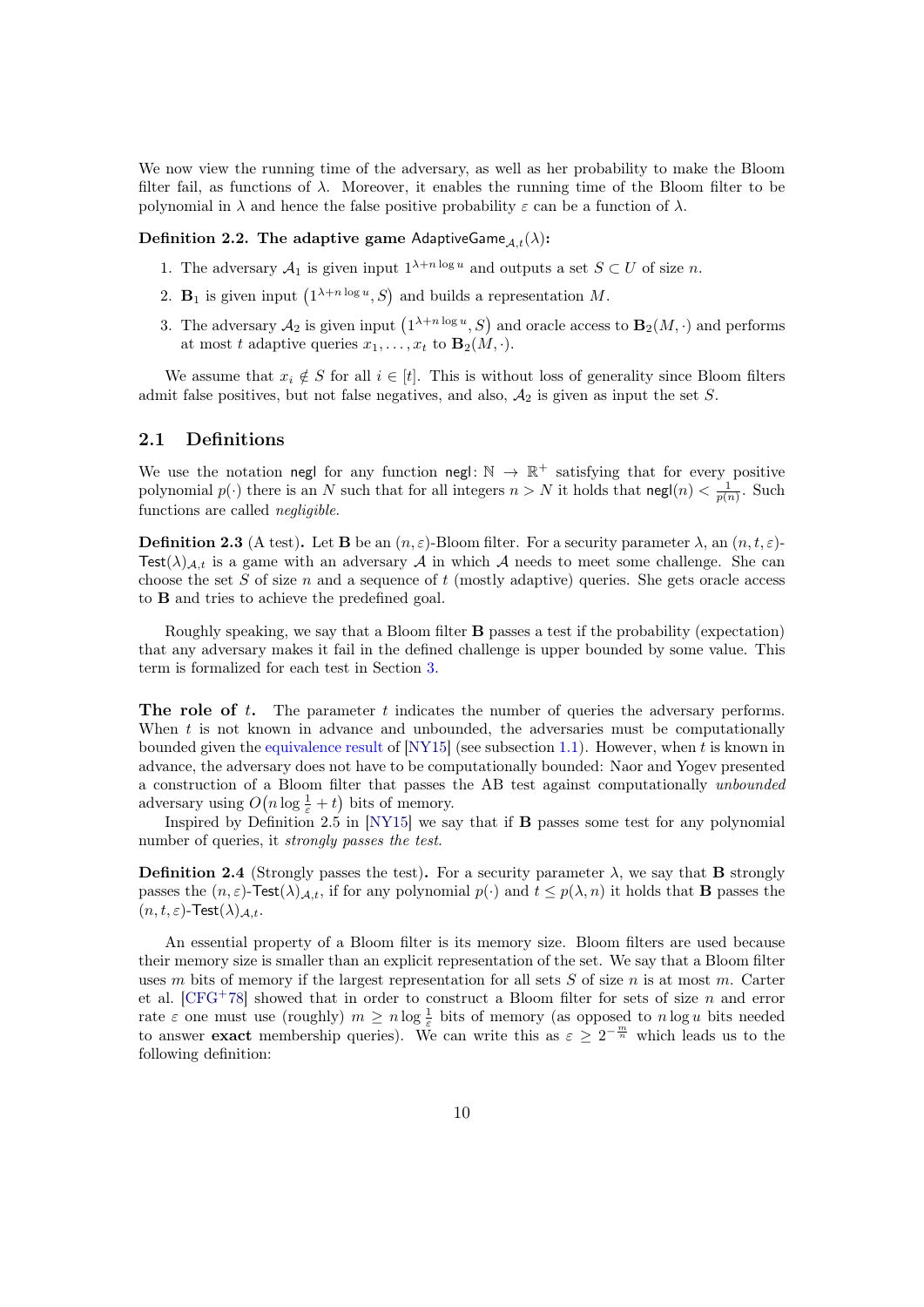We now view the running time of the adversary, as well as her probability to make the Bloom filter fail, as functions of $\lambda$. Moreover, it enables the running time of the Bloom filter to be polynomial in $\lambda$ and hence the false positive probability $\varepsilon$ can be a function of $\lambda$.

**Definition 2.2. The adaptive game $\mathsf{AdaptiveGame}_{\mathcal{A},t}(\lambda)$:**

1. The adversary $\mathcal{A}_1$ is given input $1^{\lambda+n\log u}$ and outputs a set $S \subset U$ of size $n$.
2. $\mathbf{B}_1$ is given input $\left(1^{\lambda+n\log u}, S\right)$ and builds a representation $M$.
3. The adversary $\mathcal{A}_2$ is given input $\left(1^{\lambda+n\log u}, S\right)$ and oracle access to $\mathbf{B}_2(M,\cdot)$ and performs at most $t$ adaptive queries $x_1,\ldots,x_t$ to $\mathbf{B}_2(M,\cdot)$.

We assume that $x_i \notin S$ for all $i \in [t]$. This is without loss of generality since Bloom filters admit false positives, but not false negatives, and also, $\mathcal{A}_2$ is given as input the set $S$.

## 2.1 Definitions

We use the notation $\mathsf{negl}$ for any function $\mathsf{negl}\colon \mathbb{N} \to \mathbb{R}^+$ satisfying that for every positive polynomial $p(\cdot)$ there is an $N$ such that for all integers $n > N$ it holds that $\mathsf{negl}(n) < \frac{1}{p(n)}$. Such functions are called *negligible*.

**Definition 2.3** (A test)**.** Let $\mathbf{B}$ be an $(n,\varepsilon)$-Bloom filter. For a security parameter $\lambda$, an $(n,t,\varepsilon)$-$\mathsf{Test}(\lambda)_{\mathcal{A},t}$ is a game with an adversary $\mathcal{A}$ in which $\mathcal{A}$ needs to meet some challenge. She can choose the set $S$ of size $n$ and a sequence of $t$ (mostly adaptive) queries. She gets oracle access to $\mathbf{B}$ and tries to achieve the predefined goal.

Roughly speaking, we say that a Bloom filter $\mathbf{B}$ passes a test if the probability (expectation) that any adversary makes it fail in the defined challenge is upper bounded by some value. This term is formalized for each test in Section 3.

**The role of $t$.** The parameter $t$ indicates the number of queries the adversary performs. When $t$ is not known in advance and unbounded, the adversaries must be computationally bounded given the equivalence result of [NY15] (see subsection 1.1). However, when $t$ is known in advance, the adversary does not have to be computationally bounded: Naor and Yogev presented a construction of a Bloom filter that passes the AB test against computationally *unbounded* adversary using $O\left(n\log\frac{1}{\varepsilon}+t\right)$ bits of memory.

Inspired by Definition 2.5 in [NY15] we say that if $\mathbf{B}$ passes some test for any polynomial number of queries, it *strongly passes the test.*

**Definition 2.4** (Strongly passes the test)**.** For a security parameter $\lambda$, we say that $\mathbf{B}$ strongly passes the $(n,\varepsilon)$-$\mathsf{Test}(\lambda)_{\mathcal{A},t}$, if for any polynomial $p(\cdot)$ and $t \le p(\lambda,n)$ it holds that $\mathbf{B}$ passes the $(n,t,\varepsilon)$-$\mathsf{Test}(\lambda)_{\mathcal{A},t}$.

An essential property of a Bloom filter is its memory size. Bloom filters are used because their memory size is smaller than an explicit representation of the set. We say that a Bloom filter uses $m$ bits of memory if the largest representation for all sets $S$ of size $n$ is at most $m$. Carter et al. [CFG+78] showed that in order to construct a Bloom filter for sets of size $n$ and error rate $\varepsilon$ one must use (roughly) $m \ge n\log\frac{1}{\varepsilon}$ bits of memory (as opposed to $n\log u$ bits needed to answer **exact** membership queries). We can write this as $\varepsilon \ge 2^{-\frac{m}{n}}$ which leads us to the following definition: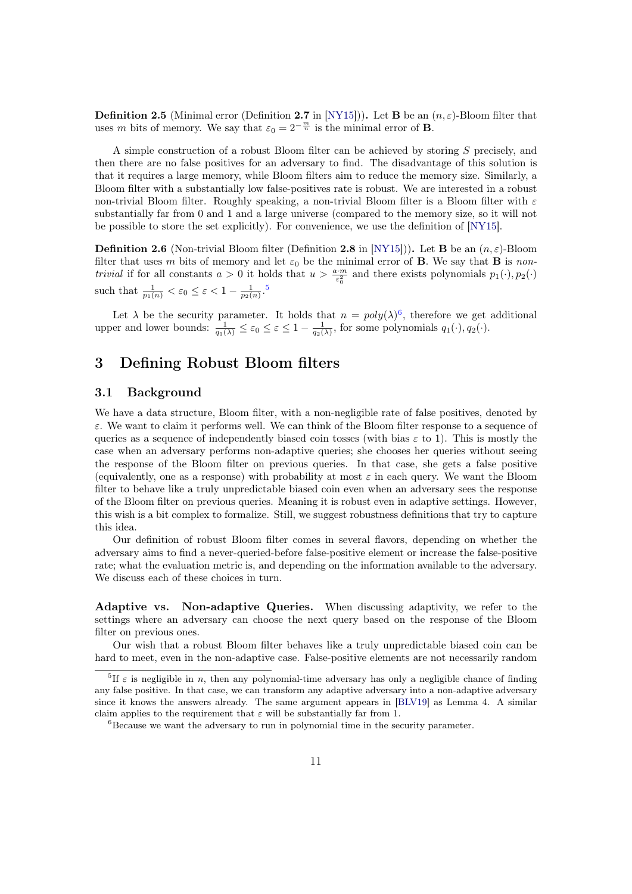**Definition 2.5** (Minimal error (Definition **2.7** in [NY15])). Let $\mathbf{B}$ be an $(n, \varepsilon)$-Bloom filter that uses $m$ bits of memory. We say that $\varepsilon_0 = 2^{-\frac{m}{n}}$ is the minimal error of $\mathbf{B}$.

A simple construction of a robust Bloom filter can be achieved by storing $S$ precisely, and then there are no false positives for an adversary to find. The disadvantage of this solution is that it requires a large memory, while Bloom filters aim to reduce the memory size. Similarly, a Bloom filter with a substantially low false-positives rate is robust. We are interested in a robust non-trivial Bloom filter. Roughly speaking, a non-trivial Bloom filter is a Bloom filter with $\varepsilon$ substantially far from 0 and 1 and a large universe (compared to the memory size, so it will not be possible to store the set explicitly). For convenience, we use the definition of [NY15].

**Definition 2.6** (Non-trivial Bloom filter (Definition **2.8** in [NY15])). Let $\mathbf{B}$ be an $(n, \varepsilon)$-Bloom filter that uses $m$ bits of memory and let $\varepsilon_0$ be the minimal error of $\mathbf{B}$. We say that $\mathbf{B}$ is *non-trivial* if for all constants $a > 0$ it holds that $u > \frac{a \cdot m}{\varepsilon_0^2}$ and there exists polynomials $p_1(\cdot), p_2(\cdot)$ such that $\frac{1}{p_1(n)} < \varepsilon_0 \le \varepsilon < 1 - \frac{1}{p_2(n)}$.[5]

Let $\lambda$ be the security parameter. It holds that $n = poly(\lambda)$[6], therefore we get additional upper and lower bounds: $\frac{1}{q_1(\lambda)} \le \varepsilon_0 \le \varepsilon \le 1 - \frac{1}{q_2(\lambda)}$, for some polynomials $q_1(\cdot), q_2(\cdot)$.

# 3 Defining Robust Bloom filters

## 3.1 Background

We have a data structure, Bloom filter, with a non-negligible rate of false positives, denoted by $\varepsilon$. We want to claim it performs well. We can think of the Bloom filter response to a sequence of queries as a sequence of independently biased coin tosses (with bias $\varepsilon$ to 1). This is mostly the case when an adversary performs non-adaptive queries; she chooses her queries without seeing the response of the Bloom filter on previous queries. In that case, she gets a false positive (equivalently, one as a response) with probability at most $\varepsilon$ in each query. We want the Bloom filter to behave like a truly unpredictable biased coin even when an adversary sees the response of the Bloom filter on previous queries. Meaning it is robust even in adaptive settings. However, this wish is a bit complex to formalize. Still, we suggest robustness definitions that try to capture this idea.

Our definition of robust Bloom filter comes in several flavors, depending on whether the adversary aims to find a never-queried-before false-positive element or increase the false-positive rate; what the evaluation metric is, and depending on the information available to the adversary. We discuss each of these choices in turn.

**Adaptive vs. Non-adaptive Queries.** When discussing adaptivity, we refer to the settings where an adversary can choose the next query based on the response of the Bloom filter on previous ones.

Our wish that a robust Bloom filter behaves like a truly unpredictable biased coin can be hard to meet, even in the non-adaptive case. False-positive elements are not necessarily random

[5] If $\varepsilon$ is negligible in $n$, then any polynomial-time adversary has only a negligible chance of finding any false positive. In that case, we can transform any adaptive adversary into a non-adaptive adversary since it knows the answers already. The same argument appears in [BLV19] as Lemma 4. A similar claim applies to the requirement that $\varepsilon$ will be substantially far from 1.

[6] Because we want the adversary to run in polynomial time in the security parameter.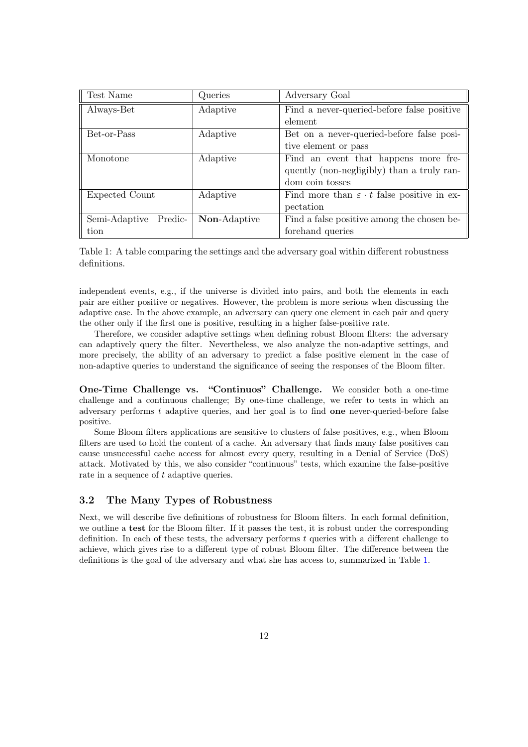| Test Name | Queries | Adversary Goal |
|---|---|---|
| Always-Bet | Adaptive | Find a never-queried-before false positive element |
| Bet-or-Pass | Adaptive | Bet on a never-queried-before false positive element or pass |
| Monotone | Adaptive | Find an event that happens more frequently (non-negligibly) than a truly random coin tosses |
| Expected Count | Adaptive | Find more than $\varepsilon \cdot t$ false positive in expectation |
| Semi-Adaptive Prediction | **Non**-Adaptive | Find a false positive among the chosen beforehand queries |

Table 1: A table comparing the settings and the adversary goal within different robustness definitions.

independent events, e.g., if the universe is divided into pairs, and both the elements in each pair are either positive or negatives. However, the problem is more serious when discussing the adaptive case. In the above example, an adversary can query one element in each pair and query the other only if the first one is positive, resulting in a higher false-positive rate.

Therefore, we consider adaptive settings when defining robust Bloom filters: the adversary can adaptively query the filter. Nevertheless, we also analyze the non-adaptive settings, and more precisely, the ability of an adversary to predict a false positive element in the case of non-adaptive queries to understand the significance of seeing the responses of the Bloom filter.

**One-Time Challenge vs. "Continuos" Challenge.** We consider both a one-time challenge and a continuous challenge; By one-time challenge, we refer to tests in which an adversary performs $t$ adaptive queries, and her goal is to find **one** never-queried-before false positive.

Some Bloom filters applications are sensitive to clusters of false positives, e.g., when Bloom filters are used to hold the content of a cache. An adversary that finds many false positives can cause unsuccessful cache access for almost every query, resulting in a Denial of Service (DoS) attack. Motivated by this, we also consider "continuous" tests, which examine the false-positive rate in a sequence of $t$ adaptive queries.

### 3.2 The Many Types of Robustness

Next, we will describe five definitions of robustness for Bloom filters. In each formal definition, we outline a **test** for the Bloom filter. If it passes the test, it is robust under the corresponding definition. In each of these tests, the adversary performs $t$ queries with a different challenge to achieve, which gives rise to a different type of robust Bloom filter. The difference between the definitions is the goal of the adversary and what she has access to, summarized in Table 1.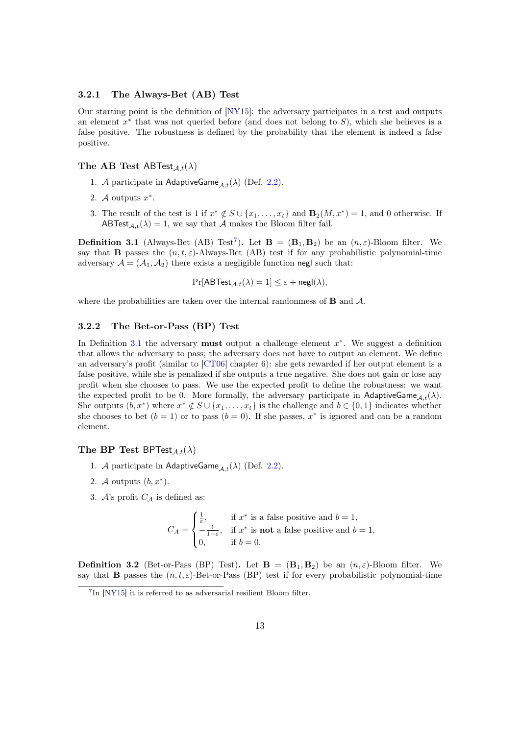### 3.2.1 The Always-Bet (AB) Test

Our starting point is the definition of [NY15]: the adversary participates in a test and outputs an element $x^*$ that was not queried before (and does not belong to $S$), which she believes is a false positive. The robustness is defined by the probability that the element is indeed a false positive.

**The AB Test** $\mathsf{ABTest}_{\mathcal{A},t}(\lambda)$

1. $\mathcal{A}$ participate in $\mathsf{AdaptiveGame}_{\mathcal{A},t}(\lambda)$ (Def. 2.2).
2. $\mathcal{A}$ outputs $x^*$.
3. The result of the test is 1 if $x^* \notin S \cup \{x_1, \ldots, x_t\}$ and $\mathbf{B}_2(M, x^*) = 1$, and 0 otherwise. If $\mathsf{ABTest}_{\mathcal{A},t}(\lambda) = 1$, we say that $\mathcal{A}$ makes the Bloom filter fail.

**Definition 3.1** (Always-Bet (AB) Test[7])**.** Let $\mathbf{B} = (\mathbf{B}_1, \mathbf{B}_2)$ be an $(n, \varepsilon)$-Bloom filter. We say that $\mathbf{B}$ passes the $(n, t, \varepsilon)$-Always-Bet (AB) test if for any probabilistic polynomial-time adversary $\mathcal{A} = (\mathcal{A}_1, \mathcal{A}_2)$ there exists a negligible function $\mathsf{negl}$ such that:

$$\Pr[\mathsf{ABTest}_{\mathcal{A},t}(\lambda) = 1] \leq \varepsilon + \mathsf{negl}(\lambda),$$

where the probabilities are taken over the internal randomness of $\mathbf{B}$ and $\mathcal{A}$.

### 3.2.2 The Bet-or-Pass (BP) Test

In Definition 3.1 the adversary **must** output a challenge element $x^*$. We suggest a definition that allows the adversary to pass; the adversary does not have to output an element. We define an adversary's profit (similar to [CT06] chapter 6): she gets rewarded if her output element is a false positive, while she is penalized if she outputs a true negative. She does not gain or lose any profit when she chooses to pass. We use the expected profit to define the robustness: we want the expected profit to be 0. More formally, the adversary participate in $\mathsf{AdaptiveGame}_{\mathcal{A},t}(\lambda)$. She outputs $(b, x^*)$ where $x^* \notin S \cup \{x_1, \ldots, x_t\}$ is the challenge and $b \in \{0, 1\}$ indicates whether she chooses to bet ($b = 1$) or to pass ($b = 0$). If she passes, $x^*$ is ignored and can be a random element.

**The BP Test** $\mathsf{BPTest}_{\mathcal{A},t}(\lambda)$

1. $\mathcal{A}$ participate in $\mathsf{AdaptiveGame}_{\mathcal{A},t}(\lambda)$ (Def. 2.2).
2. $\mathcal{A}$ outputs $(b, x^*)$.
3. $\mathcal{A}$'s profit $C_{\mathcal{A}}$ is defined as:

$$C_A = \begin{cases} \frac{1}{\varepsilon}, & \text{if } x^* \text{ is a false positive and } b = 1, \\ -\frac{1}{1-\varepsilon}, & \text{if } x^* \text{ is } \textbf{not} \text{ a false positive and } b = 1, \\ 0, & \text{if } b = 0. \end{cases}$$

**Definition 3.2** (Bet-or-Pass (BP) Test)**.** Let $\mathbf{B} = (\mathbf{B}_1, \mathbf{B}_2)$ be an $(n, \varepsilon)$-Bloom filter. We say that $\mathbf{B}$ passes the $(n, t, \varepsilon)$-Bet-or-Pass (BP) test if for every probabilistic polynomial-time

[7] In [NY15] it is referred to as adversarial resilient Bloom filter.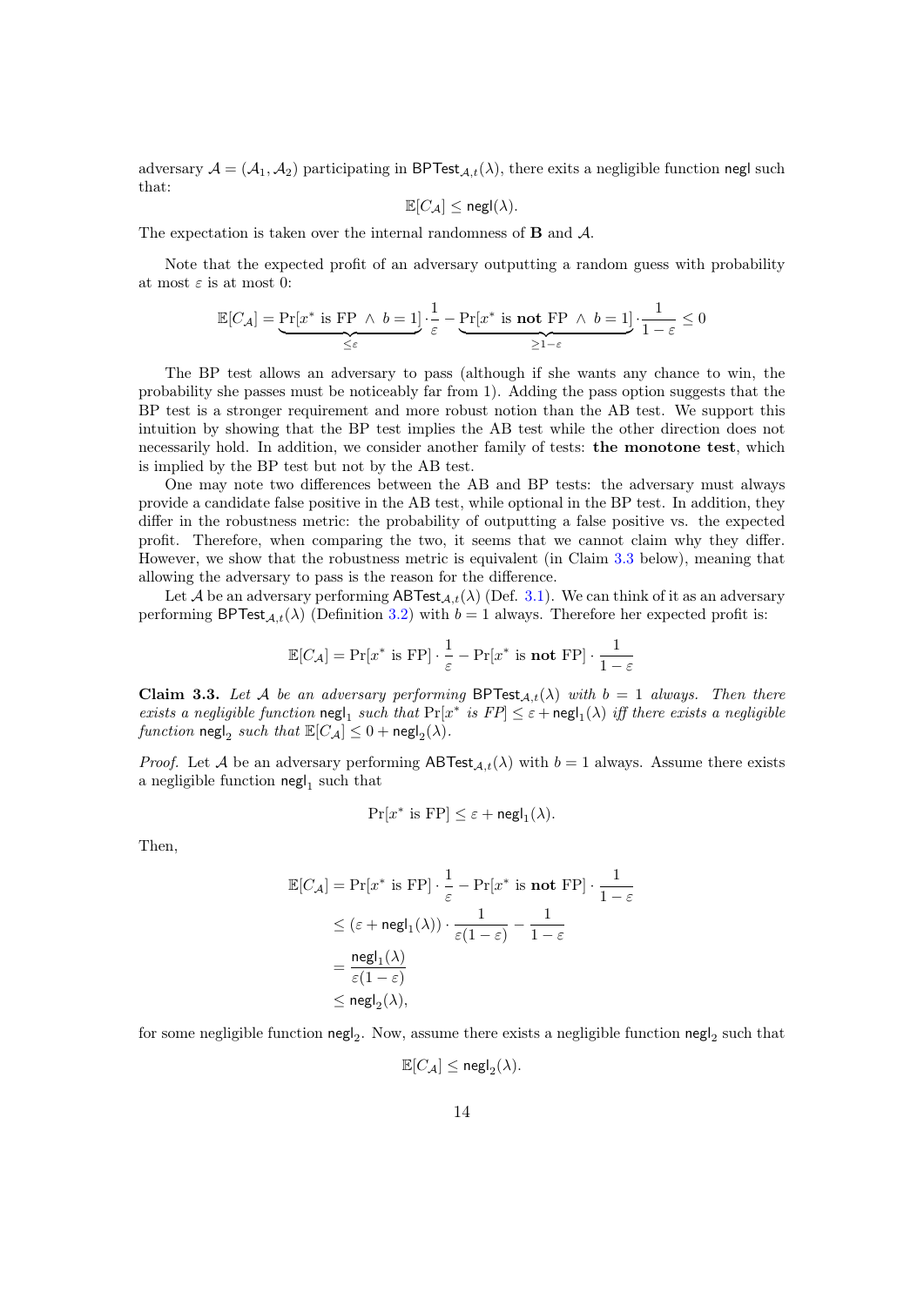adversary $\mathcal{A} = (\mathcal{A}_1, \mathcal{A}_2)$ participating in $\mathsf{BPTest}_{\mathcal{A},t}(\lambda)$, there exits a negligible function $\mathsf{negl}$ such that:

$$\mathbb{E}[C_{\mathcal{A}}] \leq \mathsf{negl}(\lambda).$$

The expectation is taken over the internal randomness of $\mathbf{B}$ and $\mathcal{A}$.

Note that the expected profit of an adversary outputting a random guess with probability at most $\varepsilon$ is at most 0:

$$\mathbb{E}[C_{\mathcal{A}}] = \underbrace{\Pr[x^* \text{ is FP } \wedge\ b=1]}_{\leq \varepsilon} \cdot \frac{1}{\varepsilon} - \underbrace{\Pr[x^* \text{ is } \textbf{not} \text{ FP } \wedge\ b=1]}_{\geq 1-\varepsilon} \cdot \frac{1}{1-\varepsilon} \leq 0$$

The BP test allows an adversary to pass (although if she wants any chance to win, the probability she passes must be noticeably far from 1). Adding the pass option suggests that the BP test is a stronger requirement and more robust notion than the AB test. We support this intuition by showing that the BP test implies the AB test while the other direction does not necessarily hold. In addition, we consider another family of tests: **the monotone test**, which is implied by the BP test but not by the AB test.

One may note two differences between the AB and BP tests: the adversary must always provide a candidate false positive in the AB test, while optional in the BP test. In addition, they differ in the robustness metric: the probability of outputting a false positive vs. the expected profit. Therefore, when comparing the two, it seems that we cannot claim why they differ. However, we show that the robustness metric is equivalent (in Claim 3.3 below), meaning that allowing the adversary to pass is the reason for the difference.

Let $\mathcal{A}$ be an adversary performing $\mathsf{ABTest}_{\mathcal{A},t}(\lambda)$ (Def. 3.1). We can think of it as an adversary performing $\mathsf{BPTest}_{\mathcal{A},t}(\lambda)$ (Definition 3.2) with $b = 1$ always. Therefore her expected profit is:

$$\mathbb{E}[C_{\mathcal{A}}] = \Pr[x^* \text{ is FP}] \cdot \frac{1}{\varepsilon} - \Pr[x^* \text{ is } \textbf{not} \text{ FP}] \cdot \frac{1}{1-\varepsilon}$$

**Claim 3.3.** *Let $\mathcal{A}$ be an adversary performing $\mathsf{BPTest}_{\mathcal{A},t}(\lambda)$ with $b = 1$ always. Then there exists a negligible function $\mathsf{negl}_1$ such that $\Pr[x^* \text{ is FP}] \leq \varepsilon + \mathsf{negl}_1(\lambda)$ iff there exists a negligible function $\mathsf{negl}_2$ such that $\mathbb{E}[C_{\mathcal{A}}] \leq 0 + \mathsf{negl}_2(\lambda)$.*

*Proof.* Let $\mathcal{A}$ be an adversary performing $\mathsf{ABTest}_{\mathcal{A},t}(\lambda)$ with $b = 1$ always. Assume there exists a negligible function $\mathsf{negl}_1$ such that

$$\Pr[x^* \text{ is FP}] \leq \varepsilon + \mathsf{negl}_1(\lambda).$$

Then,

$$\begin{aligned}
\mathbb{E}[C_{\mathcal{A}}] &= \Pr[x^* \text{ is FP}] \cdot \frac{1}{\varepsilon} - \Pr[x^* \text{ is } \textbf{not} \text{ FP}] \cdot \frac{1}{1-\varepsilon} \\
&\leq (\varepsilon + \mathsf{negl}_1(\lambda)) \cdot \frac{1}{\varepsilon(1-\varepsilon)} - \frac{1}{1-\varepsilon} \\
&= \frac{\mathsf{negl}_1(\lambda)}{\varepsilon(1-\varepsilon)} \\
&\leq \mathsf{negl}_2(\lambda),
\end{aligned}$$

for some negligible function $\mathsf{negl}_2$. Now, assume there exists a negligible function $\mathsf{negl}_2$ such that

$$\mathbb{E}[C_{\mathcal{A}}] \leq \mathsf{negl}_2(\lambda).$$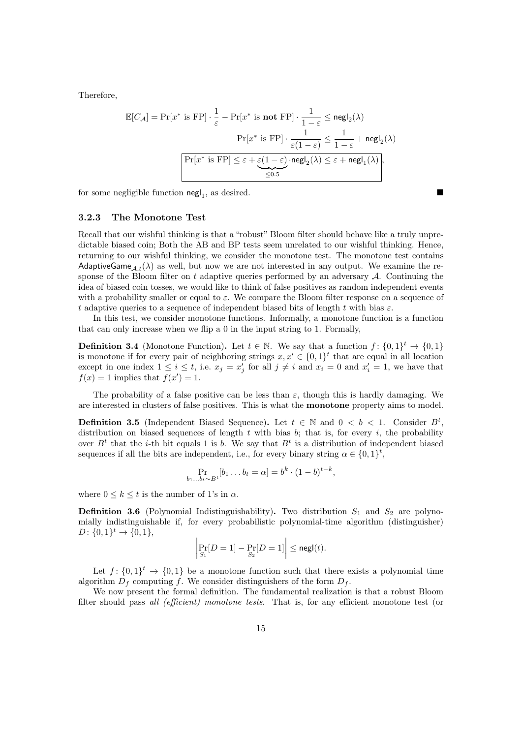Therefore,

$$\mathbb{E}[C_{\mathcal{A}}] = \Pr[x^* \text{ is FP}] \cdot \frac{1}{\varepsilon} - \Pr[x^* \text{ is } \textbf{not} \text{ FP}] \cdot \frac{1}{1-\varepsilon} \leq \mathsf{negl}_2(\lambda)$$

$$\Pr[x^* \text{ is FP}] \cdot \frac{1}{\varepsilon(1-\varepsilon)} \leq \frac{1}{1-\varepsilon} + \mathsf{negl}_2(\lambda)$$

$$\boxed{\Pr[x^* \text{ is FP}] \leq \varepsilon + \underbrace{\varepsilon(1-\varepsilon)}_{\leq 0.5} \cdot \mathsf{negl}_2(\lambda) \leq \varepsilon + \mathsf{negl}_1(\lambda)},$$

for some negligible function $\mathsf{negl}_1$, as desired. ∎

### 3.2.3 The Monotone Test

Recall that our wishful thinking is that a "robust" Bloom filter should behave like a truly unpredictable biased coin; Both the AB and BP tests seem unrelated to our wishful thinking. Hence, returning to our wishful thinking, we consider the monotone test. The monotone test contains $\mathsf{AdaptiveGame}_{\mathcal{A},t}(\lambda)$ as well, but now we are not interested in any output. We examine the response of the Bloom filter on $t$ adaptive queries performed by an adversary $\mathcal{A}$. Continuing the idea of biased coin tosses, we would like to think of false positives as random independent events with a probability smaller or equal to $\varepsilon$. We compare the Bloom filter response on a sequence of $t$ adaptive queries to a sequence of independent biased bits of length $t$ with bias $\varepsilon$.

In this test, we consider monotone functions. Informally, a monotone function is a function that can only increase when we flip a 0 in the input string to 1. Formally,

**Definition 3.4** (Monotone Function)**.** Let $t \in \mathbb{N}$. We say that a function $f\colon \{0,1\}^t \to \{0,1\}$ is monotone if for every pair of neighboring strings $x, x' \in \{0,1\}^t$ that are equal in all location except in one index $1 \leq i \leq t$, i.e. $x_j = x'_j$ for all $j \neq i$ and $x_i = 0$ and $x'_i = 1$, we have that $f(x) = 1$ implies that $f(x') = 1$.

The probability of a false positive can be less than $\varepsilon$, though this is hardly damaging. We are interested in clusters of false positives. This is what the **monotone** property aims to model.

**Definition 3.5** (Independent Biased Sequence)**.** Let $t \in \mathbb{N}$ and $0 < b < 1$. Consider $B^t$, distribution on biased sequences of length $t$ with bias $b$; that is, for every $i$, the probability over $B^t$ that the $i$-th bit equals 1 is $b$. We say that $B^t$ is a distribution of independent biased sequences if all the bits are independent, i.e., for every binary string $\alpha \in \{0,1\}^t$,

$$\Pr_{b_1 \ldots b_t \sim B^t}[b_1 \ldots b_t = \alpha] = b^k \cdot (1-b)^{t-k},$$

where $0 \leq k \leq t$ is the number of 1's in $\alpha$.

**Definition 3.6** (Polynomial Indistinguishability)**.** Two distribution $S_1$ and $S_2$ are polynomially indistinguishable if, for every probabilistic polynomial-time algorithm (distinguisher) $D\colon \{0,1\}^t \to \{0,1\}$,

$$\left| \Pr_{S_1}[D = 1] - \Pr_{S_2}[D = 1] \right| \leq \mathsf{negl}(t).$$

Let $f\colon \{0,1\}^t \to \{0,1\}$ be a monotone function such that there exists a polynomial time algorithm $D_f$ computing $f$. We consider distinguishers of the form $D_f$.

We now present the formal definition. The fundamental realization is that a robust Bloom filter should pass *all (efficient) monotone tests*. That is, for any efficient monotone test (or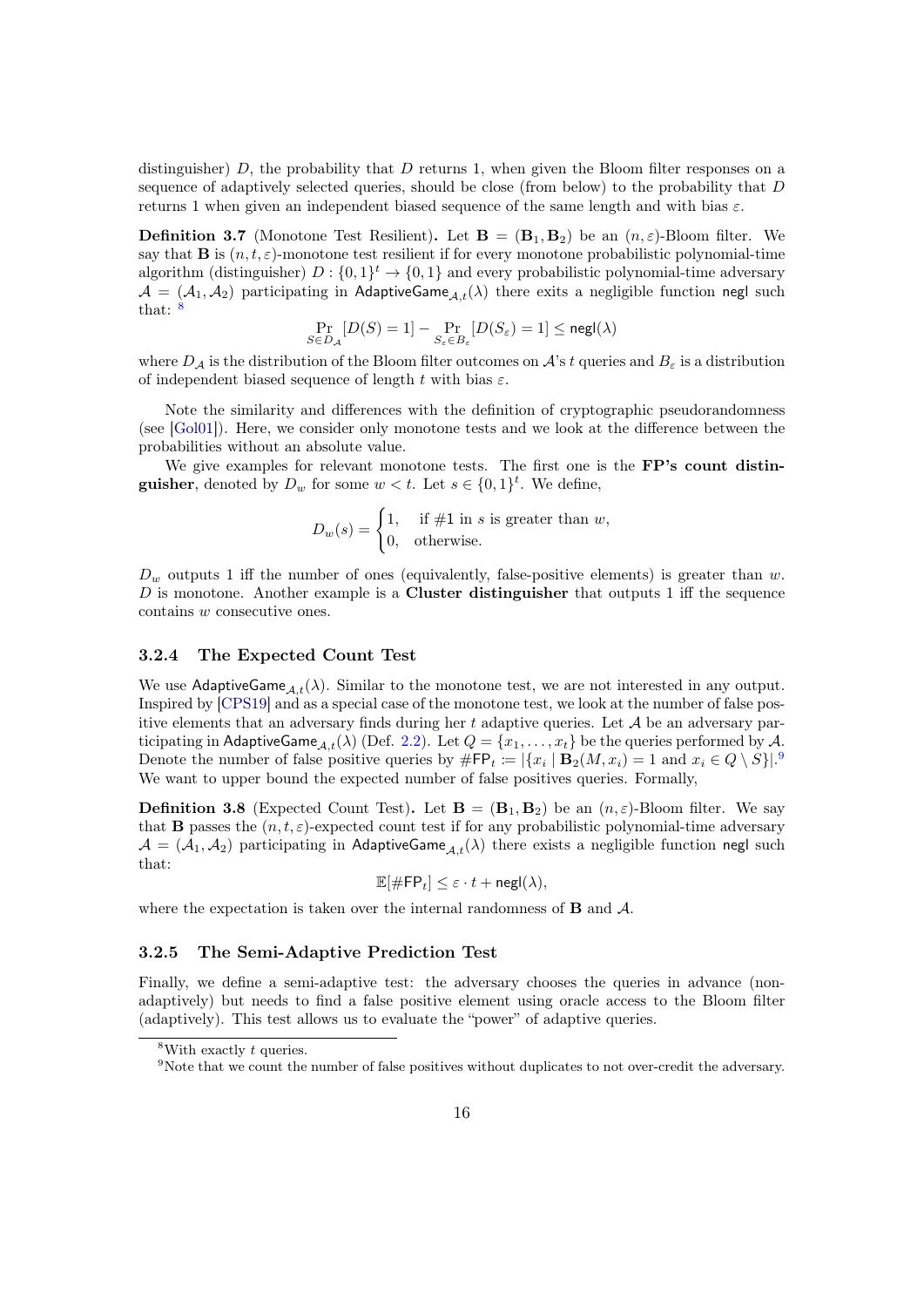distinguisher) $D$, the probability that $D$ returns 1, when given the Bloom filter responses on a sequence of adaptively selected queries, should be close (from below) to the probability that $D$ returns 1 when given an independent biased sequence of the same length and with bias $\varepsilon$.

**Definition 3.7** (Monotone Test Resilient)**.** Let $\mathbf{B} = (\mathbf{B}_1, \mathbf{B}_2)$ be an $(n, \varepsilon)$-Bloom filter. We say that $\mathbf{B}$ is $(n, t, \varepsilon)$-monotone test resilient if for every monotone probabilistic polynomial-time algorithm (distinguisher) $D : \{0,1\}^t \to \{0,1\}$ and every probabilistic polynomial-time adversary $\mathcal{A} = (\mathcal{A}_1, \mathcal{A}_2)$ participating in $\mathsf{AdaptiveGame}_{\mathcal{A},t}(\lambda)$ there exits a negligible function $\mathsf{negl}$ such that: [8]

$$\Pr_{S \in D_{\mathcal{A}}}[D(S) = 1] - \Pr_{S_\varepsilon \in B_\varepsilon}[D(S_\varepsilon) = 1] \leq \mathsf{negl}(\lambda)$$

where $D_{\mathcal{A}}$ is the distribution of the Bloom filter outcomes on $\mathcal{A}$'s $t$ queries and $B_\varepsilon$ is a distribution of independent biased sequence of length $t$ with bias $\varepsilon$.

Note the similarity and differences with the definition of cryptographic pseudorandomness (see [Gol01]). Here, we consider only monotone tests and we look at the difference between the probabilities without an absolute value.

We give examples for relevant monotone tests. The first one is the **FP's count distinguisher**, denoted by $D_w$ for some $w < t$. Let $s \in \{0,1\}^t$. We define,

$$D_w(s) = \begin{cases} 1, & \text{if } \#1 \text{ in } s \text{ is greater than } w, \\ 0, & \text{otherwise.} \end{cases}$$

$D_w$ outputs 1 iff the number of ones (equivalently, false-positive elements) is greater than $w$. $D$ is monotone. Another example is a **Cluster distinguisher** that outputs 1 iff the sequence contains $w$ consecutive ones.

### 3.2.4 The Expected Count Test

We use $\mathsf{AdaptiveGame}_{\mathcal{A},t}(\lambda)$. Similar to the monotone test, we are not interested in any output. Inspired by [CPS19] and as a special case of the monotone test, we look at the number of false positive elements that an adversary finds during her $t$ adaptive queries. Let $\mathcal{A}$ be an adversary participating in $\mathsf{AdaptiveGame}_{\mathcal{A},t}(\lambda)$ (Def. 2.2). Let $Q = \{x_1, \ldots, x_t\}$ be the queries performed by $\mathcal{A}$. Denote the number of false positive queries by $\#\mathsf{FP}_t := |\{x_i \mid \mathbf{B}_2(M, x_i) = 1 \text{ and } x_i \in Q \setminus S\}|$.[9] We want to upper bound the expected number of false positives queries. Formally,

**Definition 3.8** (Expected Count Test)**.** Let $\mathbf{B} = (\mathbf{B}_1, \mathbf{B}_2)$ be an $(n, \varepsilon)$-Bloom filter. We say that $\mathbf{B}$ passes the $(n, t, \varepsilon)$-expected count test if for any probabilistic polynomial-time adversary $\mathcal{A} = (\mathcal{A}_1, \mathcal{A}_2)$ participating in $\mathsf{AdaptiveGame}_{\mathcal{A},t}(\lambda)$ there exists a negligible function $\mathsf{negl}$ such that:

$$\mathbb{E}[\#\mathsf{FP}_t] \leq \varepsilon \cdot t + \mathsf{negl}(\lambda),$$

where the expectation is taken over the internal randomness of $\mathbf{B}$ and $\mathcal{A}$.

### 3.2.5 The Semi-Adaptive Prediction Test

Finally, we define a semi-adaptive test: the adversary chooses the queries in advance (non-adaptively) but needs to find a false positive element using oracle access to the Bloom filter (adaptively). This test allows us to evaluate the "power" of adaptive queries.

[8] With exactly $t$ queries.

[9] Note that we count the number of false positives without duplicates to not over-credit the adversary.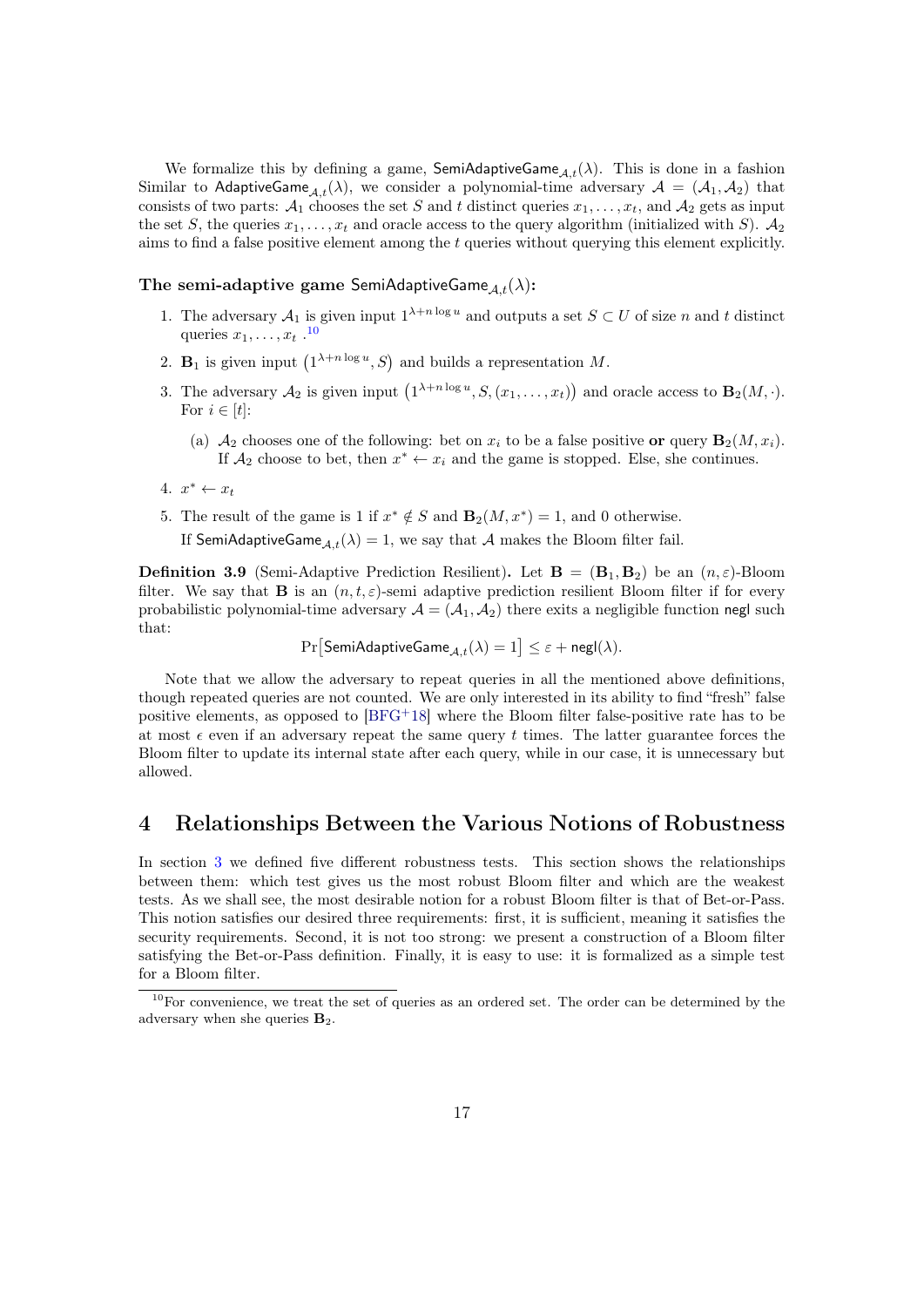We formalize this by defining a game, $\mathsf{SemiAdaptiveGame}_{\mathcal{A},t}(\lambda)$. This is done in a fashion Similar to $\mathsf{AdaptiveGame}_{\mathcal{A},t}(\lambda)$, we consider a polynomial-time adversary $\mathcal{A} = (\mathcal{A}_1, \mathcal{A}_2)$ that consists of two parts: $\mathcal{A}_1$ chooses the set $S$ and $t$ distinct queries $x_1, \dots, x_t$, and $\mathcal{A}_2$ gets as input the set $S$, the queries $x_1, \dots, x_t$ and oracle access to the query algorithm (initialized with $S$). $\mathcal{A}_2$ aims to find a false positive element among the $t$ queries without querying this element explicitly.

**The semi-adaptive game $\mathsf{SemiAdaptiveGame}_{\mathcal{A},t}(\lambda)$:**

1. The adversary $\mathcal{A}_1$ is given input $1^{\lambda + n \log u}$ and outputs a set $S \subset U$ of size $n$ and $t$ distinct queries $x_1, \dots, x_t$ .[10]
2. $\mathbf{B}_1$ is given input $\left(1^{\lambda + n \log u}, S\right)$ and builds a representation $M$.
3. The adversary $\mathcal{A}_2$ is given input $\left(1^{\lambda + n \log u}, S, (x_1, \dots, x_t)\right)$ and oracle access to $\mathbf{B}_2(M, \cdot)$. For $i \in [t]$:
   (a) $\mathcal{A}_2$ chooses one of the following: bet on $x_i$ to be a false positive **or** query $\mathbf{B}_2(M, x_i)$. If $\mathcal{A}_2$ choose to bet, then $x^* \leftarrow x_i$ and the game is stopped. Else, she continues.
4. $x^* \leftarrow x_t$
5. The result of the game is 1 if $x^* \notin S$ and $\mathbf{B}_2(M, x^*) = 1$, and 0 otherwise.
   If $\mathsf{SemiAdaptiveGame}_{\mathcal{A},t}(\lambda) = 1$, we say that $\mathcal{A}$ makes the Bloom filter fail.

**Definition 3.9** (Semi-Adaptive Prediction Resilient). Let $\mathbf{B} = (\mathbf{B}_1, \mathbf{B}_2)$ be an $(n, \varepsilon)$-Bloom filter. We say that $\mathbf{B}$ is an $(n, t, \varepsilon)$-semi adaptive prediction resilient Bloom filter if for every probabilistic polynomial-time adversary $\mathcal{A} = (\mathcal{A}_1, \mathcal{A}_2)$ there exits a negligible function $\mathsf{negl}$ such that:

$$\Pr\left[\mathsf{SemiAdaptiveGame}_{\mathcal{A},t}(\lambda) = 1\right] \le \varepsilon + \mathsf{negl}(\lambda).$$

Note that we allow the adversary to repeat queries in all the mentioned above definitions, though repeated queries are not counted. We are only interested in its ability to find "fresh" false positive elements, as opposed to [BFG+18] where the Bloom filter false-positive rate has to be at most $\epsilon$ even if an adversary repeat the same query $t$ times. The latter guarantee forces the Bloom filter to update its internal state after each query, while in our case, it is unnecessary but allowed.

# 4 Relationships Between the Various Notions of Robustness

In section 3 we defined five different robustness tests. This section shows the relationships between them: which test gives us the most robust Bloom filter and which are the weakest tests. As we shall see, the most desirable notion for a robust Bloom filter is that of Bet-or-Pass. This notion satisfies our desired three requirements: first, it is sufficient, meaning it satisfies the security requirements. Second, it is not too strong: we present a construction of a Bloom filter satisfying the Bet-or-Pass definition. Finally, it is easy to use: it is formalized as a simple test for a Bloom filter.

[10] For convenience, we treat the set of queries as an ordered set. The order can be determined by the adversary when she queries $\mathbf{B}_2$.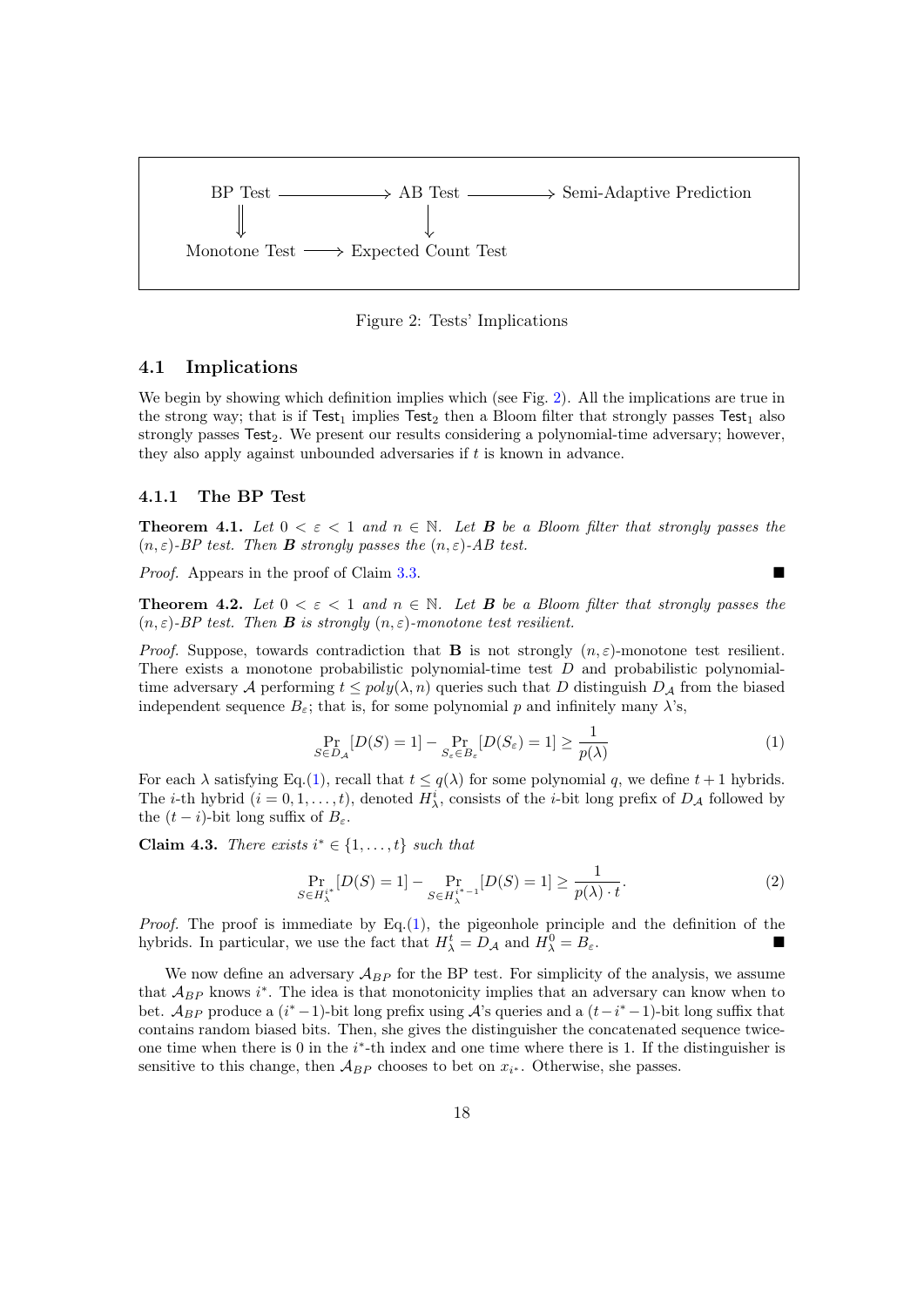BP Test ⟶ AB Test ⟶ Semi-Adaptive Prediction

BP Test ⟹ Monotone Test ⟶ Expected Count Test

AB Test ⟶ Expected Count Test

Figure 2: Tests' Implications

## 4.1 Implications

We begin by showing which definition implies which (see Fig. 2). All the implications are true in the strong way; that is if $\mathsf{Test}_1$ implies $\mathsf{Test}_2$ then a Bloom filter that strongly passes $\mathsf{Test}_1$ also strongly passes $\mathsf{Test}_2$. We present our results considering a polynomial-time adversary; however, they also apply against unbounded adversaries if $t$ is known in advance.

### 4.1.1 The BP Test

**Theorem 4.1.** *Let $0 < \varepsilon < 1$ and $n \in \mathbb{N}$. Let $\boldsymbol{B}$ be a Bloom filter that strongly passes the $(n, \varepsilon)$-BP test. Then $\boldsymbol{B}$ strongly passes the $(n, \varepsilon)$-AB test.*

*Proof.* Appears in the proof of Claim 3.3. ■

**Theorem 4.2.** *Let $0 < \varepsilon < 1$ and $n \in \mathbb{N}$. Let $\boldsymbol{B}$ be a Bloom filter that strongly passes the $(n, \varepsilon)$-BP test. Then $\boldsymbol{B}$ is strongly $(n, \varepsilon)$-monotone test resilient.*

*Proof.* Suppose, towards contradiction that $\mathbf{B}$ is not strongly $(n, \varepsilon)$-monotone test resilient. There exists a monotone probabilistic polynomial-time test $D$ and probabilistic polynomial-time adversary $\mathcal{A}$ performing $t \leq poly(\lambda, n)$ queries such that $D$ distinguish $D_{\mathcal{A}}$ from the biased independent sequence $B_\varepsilon$; that is, for some polynomial $p$ and infinitely many $\lambda$'s,

$$\Pr_{S \in D_{\mathcal{A}}}[D(S) = 1] - \Pr_{S_\varepsilon \in B_\varepsilon}[D(S_\varepsilon) = 1] \geq \frac{1}{p(\lambda)} \tag{1}$$

For each $\lambda$ satisfying Eq.(1), recall that $t \leq q(\lambda)$ for some polynomial $q$, we define $t+1$ hybrids. The $i$-th hybrid ($i = 0, 1, \ldots, t$), denoted $H_\lambda^i$, consists of the $i$-bit long prefix of $D_{\mathcal{A}}$ followed by the $(t-i)$-bit long suffix of $B_\varepsilon$.

**Claim 4.3.** *There exists $i^* \in \{1, \ldots, t\}$ such that*

$$\Pr_{S \in H_\lambda^{i^*}}[D(S) = 1] - \Pr_{S \in H_\lambda^{i^*-1}}[D(S) = 1] \geq \frac{1}{p(\lambda) \cdot t}. \tag{2}$$

*Proof.* The proof is immediate by Eq.(1), the pigeonhole principle and the definition of the hybrids. In particular, we use the fact that $H_\lambda^t = D_{\mathcal{A}}$ and $H_\lambda^0 = B_\varepsilon$. ■

We now define an adversary $\mathcal{A}_{BP}$ for the BP test. For simplicity of the analysis, we assume that $\mathcal{A}_{BP}$ knows $i^*$. The idea is that monotonicity implies that an adversary can know when to bet. $\mathcal{A}_{BP}$ produce a $(i^*-1)$-bit long prefix using $\mathcal{A}$'s queries and a $(t-i^*-1)$-bit long suffix that contains random biased bits. Then, she gives the distinguisher the concatenated sequence twice-one time when there is 0 in the $i^*$-th index and one time where there is 1. If the distinguisher is sensitive to this change, then $\mathcal{A}_{BP}$ chooses to bet on $x_{i^*}$. Otherwise, she passes.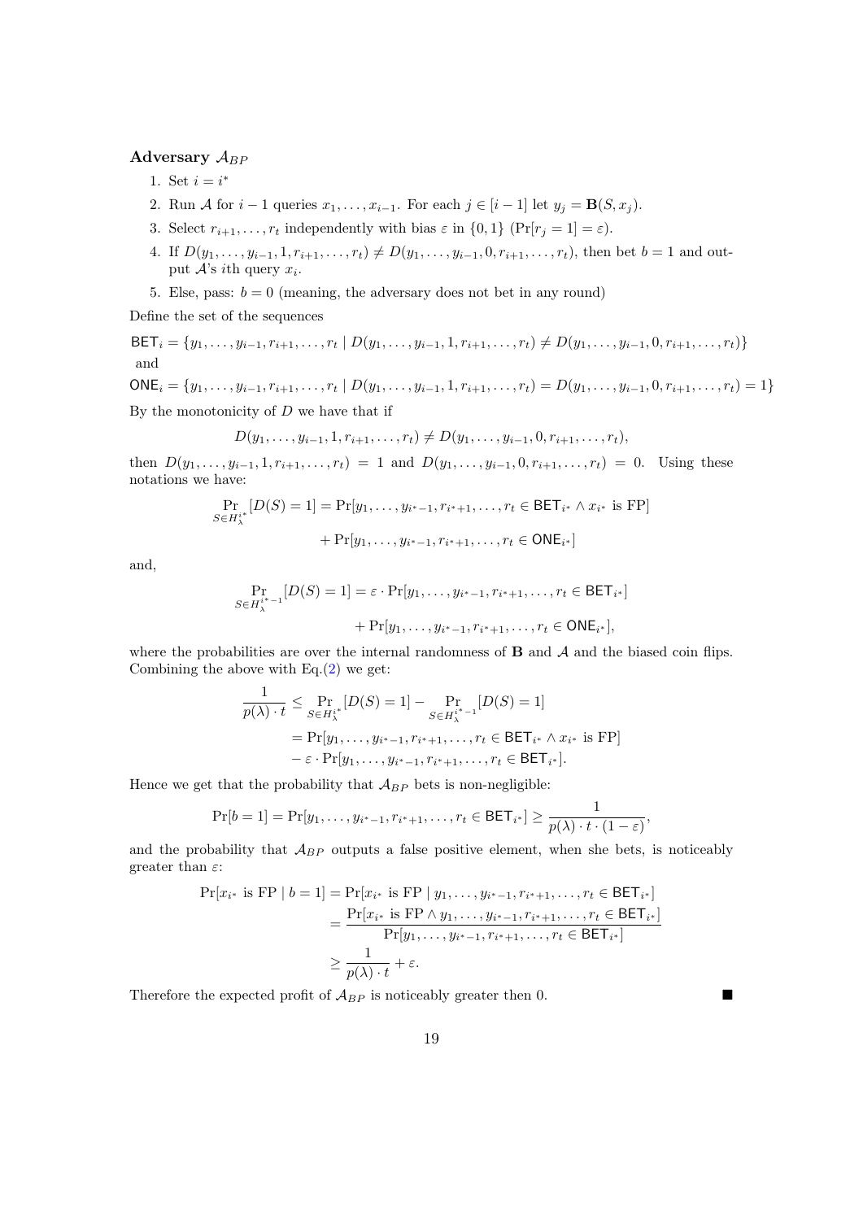**Adversary $\mathcal{A}_{BP}$**

1. Set $i = i^*$
2. Run $\mathcal{A}$ for $i-1$ queries $x_1, \ldots, x_{i-1}$. For each $j \in [i-1]$ let $y_j = \mathbf{B}(S, x_j)$.
3. Select $r_{i+1}, \ldots, r_t$ independently with bias $\varepsilon$ in $\{0,1\}$ ($\Pr[r_j = 1] = \varepsilon$).
4. If $D(y_1, \ldots, y_{i-1}, 1, r_{i+1}, \ldots, r_t) \neq D(y_1, \ldots, y_{i-1}, 0, r_{i+1}, \ldots, r_t)$, then bet $b = 1$ and output $\mathcal{A}$'s $i$th query $x_i$.
5. Else, pass: $b = 0$ (meaning, the adversary does not bet in any round)

Define the set of the sequences

$$\mathsf{BET}_i = \{y_1, \ldots, y_{i-1}, r_{i+1}, \ldots, r_t \mid D(y_1, \ldots, y_{i-1}, 1, r_{i+1}, \ldots, r_t) \neq D(y_1, \ldots, y_{i-1}, 0, r_{i+1}, \ldots, r_t)\}$$

and

$$\mathsf{ONE}_i = \{y_1, \ldots, y_{i-1}, r_{i+1}, \ldots, r_t \mid D(y_1, \ldots, y_{i-1}, 1, r_{i+1}, \ldots, r_t) = D(y_1, \ldots, y_{i-1}, 0, r_{i+1}, \ldots, r_t) = 1\}$$

By the monotonicity of $D$ we have that if

$$D(y_1, \ldots, y_{i-1}, 1, r_{i+1}, \ldots, r_t) \neq D(y_1, \ldots, y_{i-1}, 0, r_{i+1}, \ldots, r_t),$$

then $D(y_1, \ldots, y_{i-1}, 1, r_{i+1}, \ldots, r_t) = 1$ and $D(y_1, \ldots, y_{i-1}, 0, r_{i+1}, \ldots, r_t) = 0$. Using these notations we have:

$$\Pr_{S \in H_\lambda^{i^*}}[D(S) = 1] = \Pr[y_1, \ldots, y_{i^*-1}, r_{i^*+1}, \ldots, r_t \in \mathsf{BET}_{i^*} \wedge x_{i^*} \text{ is FP}] + \Pr[y_1, \ldots, y_{i^*-1}, r_{i^*+1}, \ldots, r_t \in \mathsf{ONE}_{i^*}]$$

and,

$$\Pr_{S \in H_\lambda^{i^*-1}}[D(S) = 1] = \varepsilon \cdot \Pr[y_1, \ldots, y_{i^*-1}, r_{i^*+1}, \ldots, r_t \in \mathsf{BET}_{i^*}] + \Pr[y_1, \ldots, y_{i^*-1}, r_{i^*+1}, \ldots, r_t \in \mathsf{ONE}_{i^*}],$$

where the probabilities are over the internal randomness of $\mathbf{B}$ and $\mathcal{A}$ and the biased coin flips. Combining the above with Eq.(2) we get:

$$\begin{aligned}
\frac{1}{p(\lambda) \cdot t} &\leq \Pr_{S \in H_\lambda^{i^*}}[D(S) = 1] - \Pr_{S \in H_\lambda^{i^*-1}}[D(S) = 1] \\
&= \Pr[y_1, \ldots, y_{i^*-1}, r_{i^*+1}, \ldots, r_t \in \mathsf{BET}_{i^*} \wedge x_{i^*} \text{ is FP}] \\
&\quad - \varepsilon \cdot \Pr[y_1, \ldots, y_{i^*-1}, r_{i^*+1}, \ldots, r_t \in \mathsf{BET}_{i^*}].
\end{aligned}$$

Hence we get that the probability that $\mathcal{A}_{BP}$ bets is non-negligible:

$$\Pr[b = 1] = \Pr[y_1, \ldots, y_{i^*-1}, r_{i^*+1}, \ldots, r_t \in \mathsf{BET}_{i^*}] \geq \frac{1}{p(\lambda) \cdot t \cdot (1 - \varepsilon)},$$

and the probability that $\mathcal{A}_{BP}$ outputs a false positive element, when she bets, is noticeably greater than $\varepsilon$:

$$\begin{aligned}
\Pr[x_{i^*} \text{ is FP} \mid b = 1] &= \Pr[x_{i^*} \text{ is FP} \mid y_1, \ldots, y_{i^*-1}, r_{i^*+1}, \ldots, r_t \in \mathsf{BET}_{i^*}] \\
&= \frac{\Pr[x_{i^*} \text{ is FP} \wedge y_1, \ldots, y_{i^*-1}, r_{i^*+1}, \ldots, r_t \in \mathsf{BET}_{i^*}]}{\Pr[y_1, \ldots, y_{i^*-1}, r_{i^*+1}, \ldots, r_t \in \mathsf{BET}_{i^*}]} \\
&\geq \frac{1}{p(\lambda) \cdot t} + \varepsilon.
\end{aligned}$$

Therefore the expected profit of $\mathcal{A}_{BP}$ is noticeably greater then 0. ∎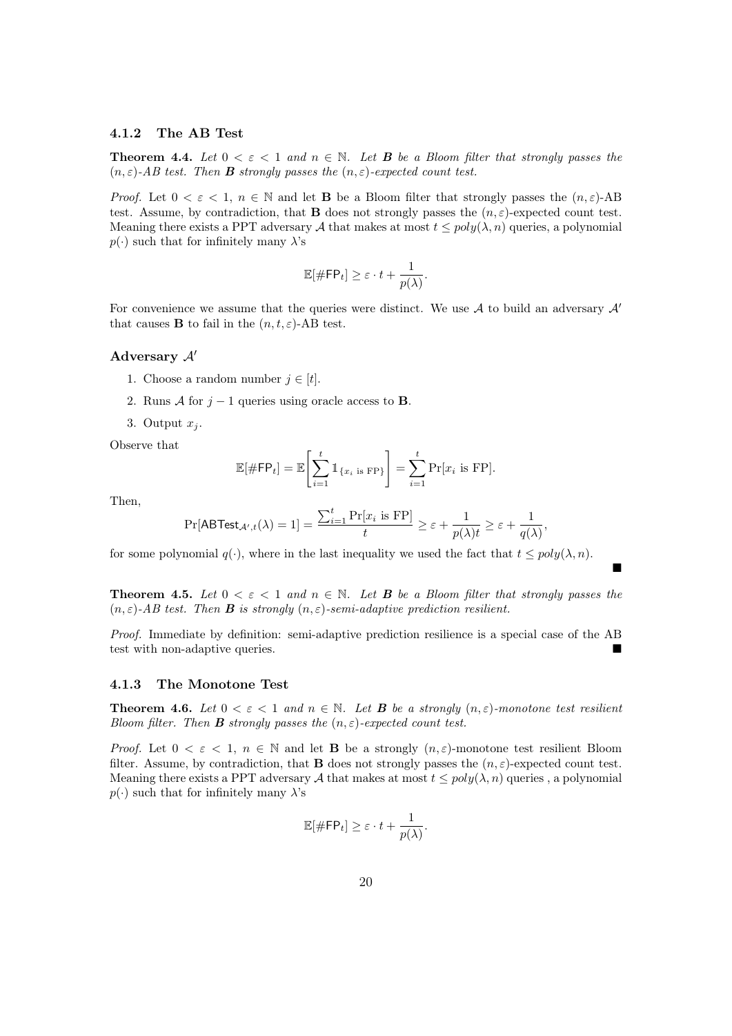### 4.1.2 The AB Test

**Theorem 4.4.** *Let $0 < \varepsilon < 1$ and $n \in \mathbb{N}$. Let $\mathbf{B}$ be a Bloom filter that strongly passes the $(n, \varepsilon)$-AB test. Then $\mathbf{B}$ strongly passes the $(n, \varepsilon)$-expected count test.*

*Proof.* Let $0 < \varepsilon < 1$, $n \in \mathbb{N}$ and let $\mathbf{B}$ be a Bloom filter that strongly passes the $(n, \varepsilon)$-AB test. Assume, by contradiction, that $\mathbf{B}$ does not strongly passes the $(n, \varepsilon)$-expected count test. Meaning there exists a PPT adversary $\mathcal{A}$ that makes at most $t \leq poly(\lambda, n)$ queries, a polynomial $p(\cdot)$ such that for infinitely many $\lambda$'s

$$\mathbb{E}[\#\mathsf{FP}_t] \geq \varepsilon \cdot t + \frac{1}{p(\lambda)}.$$

For convenience we assume that the queries were distinct. We use $\mathcal{A}$ to build an adversary $\mathcal{A}'$ that causes $\mathbf{B}$ to fail in the $(n, t, \varepsilon)$-AB test.

#### Adversary $\mathcal{A}'$

1. Choose a random number $j \in [t]$.
2. Runs $\mathcal{A}$ for $j - 1$ queries using oracle access to $\mathbf{B}$.
3. Output $x_j$.

Observe that

$$\mathbb{E}[\#\mathsf{FP}_t] = \mathbb{E}\left[\sum_{i=1}^{t} \mathbb{1}_{\{x_i \text{ is FP}\}}\right] = \sum_{i=1}^{t} \Pr[x_i \text{ is FP}].$$

Then,

$$\Pr[\mathsf{ABTest}_{\mathcal{A}',t}(\lambda) = 1] = \frac{\sum_{i=1}^{t} \Pr[x_i \text{ is FP}]}{t} \geq \varepsilon + \frac{1}{p(\lambda)t} \geq \varepsilon + \frac{1}{q(\lambda)},$$

for some polynomial $q(\cdot)$, where in the last inequality we used the fact that $t \leq poly(\lambda, n)$. ■

**Theorem 4.5.** *Let $0 < \varepsilon < 1$ and $n \in \mathbb{N}$. Let $\mathbf{B}$ be a Bloom filter that strongly passes the $(n, \varepsilon)$-AB test. Then $\mathbf{B}$ is strongly $(n, \varepsilon)$-semi-adaptive prediction resilient.*

*Proof.* Immediate by definition: semi-adaptive prediction resilience is a special case of the AB test with non-adaptive queries. ■

### 4.1.3 The Monotone Test

**Theorem 4.6.** *Let $0 < \varepsilon < 1$ and $n \in \mathbb{N}$. Let $\mathbf{B}$ be a strongly $(n, \varepsilon)$-monotone test resilient Bloom filter. Then $\mathbf{B}$ strongly passes the $(n, \varepsilon)$-expected count test.*

*Proof.* Let $0 < \varepsilon < 1$, $n \in \mathbb{N}$ and let $\mathbf{B}$ be a strongly $(n, \varepsilon)$-monotone test resilient Bloom filter. Assume, by contradiction, that $\mathbf{B}$ does not strongly passes the $(n, \varepsilon)$-expected count test. Meaning there exists a PPT adversary $\mathcal{A}$ that makes at most $t \leq poly(\lambda, n)$ queries , a polynomial $p(\cdot)$ such that for infinitely many $\lambda$'s

$$\mathbb{E}[\#\mathsf{FP}_t] \geq \varepsilon \cdot t + \frac{1}{p(\lambda)}.$$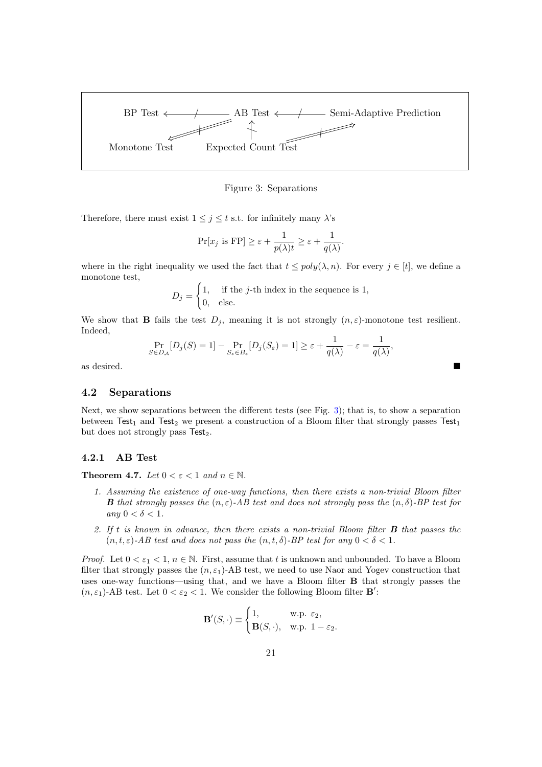BP Test ⟵/⟶ AB Test ⟵/⟶ Semi-Adaptive Prediction

Monotone Test    Expected Count Test

Figure 3: Separations

Therefore, there must exist $1 \leq j \leq t$ s.t. for infinitely many $\lambda$'s

$$\Pr[x_j \text{ is FP}] \geq \varepsilon + \frac{1}{p(\lambda)t} \geq \varepsilon + \frac{1}{q(\lambda)}.$$

where in the right inequality we used the fact that $t \leq poly(\lambda, n)$. For every $j \in [t]$, we define a monotone test,

$$D_j = \begin{cases} 1, & \text{if the } j\text{-th index in the sequence is 1,} \\ 0, & \text{else.} \end{cases}$$

We show that $\mathbf{B}$ fails the test $D_j$, meaning it is not strongly $(n, \varepsilon)$-monotone test resilient. Indeed,

$$\Pr_{S \in D_{\mathcal{A}}}[D_j(S) = 1] - \Pr_{S_\varepsilon \in B_\varepsilon}[D_j(S_\varepsilon) = 1] \geq \varepsilon + \frac{1}{q(\lambda)} - \varepsilon = \frac{1}{q(\lambda)},$$

as desired. ∎

## 4.2 Separations

Next, we show separations between the different tests (see Fig. 3); that is, to show a separation between $\mathsf{Test}_1$ and $\mathsf{Test}_2$ we present a construction of a Bloom filter that strongly passes $\mathsf{Test}_1$ but does not strongly pass $\mathsf{Test}_2$.

### 4.2.1 AB Test

**Theorem 4.7.** *Let $0 < \varepsilon < 1$ and $n \in \mathbb{N}$.*

1. *Assuming the existence of one-way functions, then there exists a non-trivial Bloom filter $\boldsymbol{B}$ that strongly passes the $(n, \varepsilon)$-AB test and does not strongly pass the $(n, \delta)$-BP test for any $0 < \delta < 1$.*
2. *If $t$ is known in advance, then there exists a non-trivial Bloom filter $\boldsymbol{B}$ that passes the $(n, t, \varepsilon)$-AB test and does not pass the $(n, t, \delta)$-BP test for any $0 < \delta < 1$.*

*Proof.* Let $0 < \varepsilon_1 < 1$, $n \in \mathbb{N}$. First, assume that $t$ is unknown and unbounded. To have a Bloom filter that strongly passes the $(n, \varepsilon_1)$-AB test, we need to use Naor and Yogev construction that uses one-way functions—using that, and we have a Bloom filter $\mathbf{B}$ that strongly passes the $(n, \varepsilon_1)$-AB test. Let $0 < \varepsilon_2 < 1$. We consider the following Bloom filter $\mathbf{B}'$:

$$\mathbf{B}'(S, \cdot) \equiv \begin{cases} 1, & \text{w.p. } \varepsilon_2, \\ \mathbf{B}(S, \cdot), & \text{w.p. } 1 - \varepsilon_2. \end{cases}$$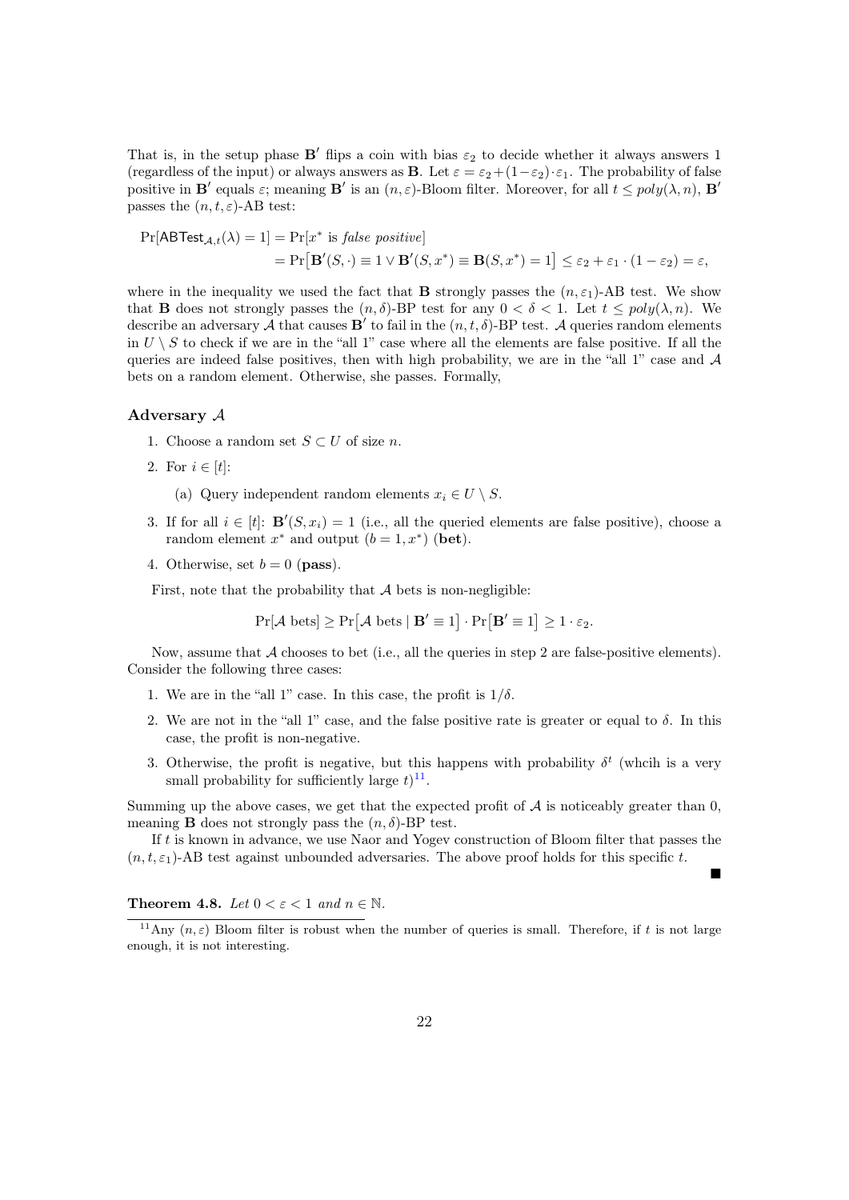That is, in the setup phase $\mathbf{B}'$ flips a coin with bias $\varepsilon_2$ to decide whether it always answers 1 (regardless of the input) or always answers as $\mathbf{B}$. Let $\varepsilon = \varepsilon_2 + (1-\varepsilon_2)\cdot\varepsilon_1$. The probability of false positive in $\mathbf{B}'$ equals $\varepsilon$; meaning $\mathbf{B}'$ is an $(n,\varepsilon)$-Bloom filter. Moreover, for all $t \leq poly(\lambda, n)$, $\mathbf{B}'$ passes the $(n,t,\varepsilon)$-AB test:

$$\Pr[\mathsf{ABTest}_{\mathcal{A},t}(\lambda) = 1] = \Pr[x^* \text{ is } \textit{false positive}]$$
$$= \Pr\big[\mathbf{B}'(S,\cdot) \equiv 1 \vee \mathbf{B}'(S,x^*) \equiv \mathbf{B}(S,x^*) = 1\big] \leq \varepsilon_2 + \varepsilon_1 \cdot (1-\varepsilon_2) = \varepsilon,$$

where in the inequality we used the fact that $\mathbf{B}$ strongly passes the $(n,\varepsilon_1)$-AB test. We show that $\mathbf{B}$ does not strongly passes the $(n,\delta)$-BP test for any $0 < \delta < 1$. Let $t \leq poly(\lambda, n)$. We describe an adversary $\mathcal{A}$ that causes $\mathbf{B}'$ to fail in the $(n,t,\delta)$-BP test. $\mathcal{A}$ queries random elements in $U \setminus S$ to check if we are in the "all 1" case where all the elements are false positive. If all the queries are indeed false positives, then with high probability, we are in the "all 1" case and $\mathcal{A}$ bets on a random element. Otherwise, she passes. Formally,

**Adversary $\mathcal{A}$**

1. Choose a random set $S \subset U$ of size $n$.
2. For $i \in [t]$:
   (a) Query independent random elements $x_i \in U \setminus S$.
3. If for all $i \in [t]$: $\mathbf{B}'(S, x_i) = 1$ (i.e., all the queried elements are false positive), choose a random element $x^*$ and output $(b = 1, x^*)$ (**bet**).
4. Otherwise, set $b = 0$ (**pass**).

First, note that the probability that $\mathcal{A}$ bets is non-negligible:

$$\Pr[\mathcal{A} \text{ bets}] \geq \Pr\big[\mathcal{A} \text{ bets} \mid \mathbf{B}' \equiv 1\big] \cdot \Pr\big[\mathbf{B}' \equiv 1\big] \geq 1 \cdot \varepsilon_2.$$

Now, assume that $\mathcal{A}$ chooses to bet (i.e., all the queries in step 2 are false-positive elements). Consider the following three cases:

1. We are in the "all 1" case. In this case, the profit is $1/\delta$.
2. We are not in the "all 1" case, and the false positive rate is greater or equal to $\delta$. In this case, the profit is non-negative.
3. Otherwise, the profit is negative, but this happens with probability $\delta^t$ (whcih is a very small probability for sufficiently large $t$)[11].

Summing up the above cases, we get that the expected profit of $\mathcal{A}$ is noticeably greater than 0, meaning $\mathbf{B}$ does not strongly pass the $(n,\delta)$-BP test.

If $t$ is known in advance, we use Naor and Yogev construction of Bloom filter that passes the $(n,t,\varepsilon_1)$-AB test against unbounded adversaries. The above proof holds for this specific $t$. ∎

**Theorem 4.8.** *Let $0 < \varepsilon < 1$ and $n \in \mathbb{N}$.*

[11] Any $(n,\varepsilon)$ Bloom filter is robust when the number of queries is small. Therefore, if $t$ is not large enough, it is not interesting.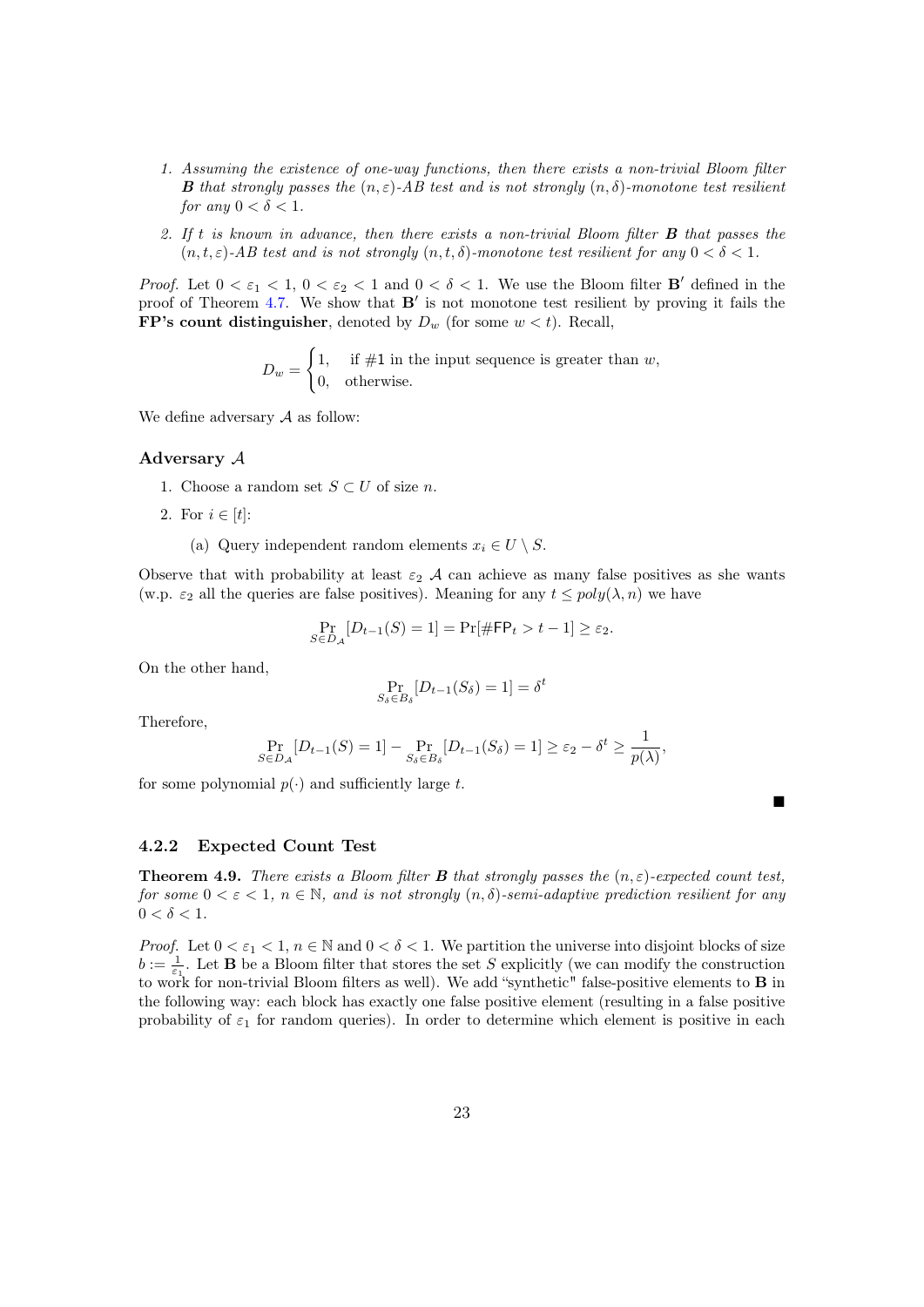1. *Assuming the existence of one-way functions, then there exists a non-trivial Bloom filter* $\boldsymbol{B}$ *that strongly passes the* $(n, \varepsilon)$*-AB test and is not strongly* $(n, \delta)$*-monotone test resilient for any* $0 < \delta < 1$*.*
2. *If* $t$ *is known in advance, then there exists a non-trivial Bloom filter* $\boldsymbol{B}$ *that passes the* $(n, t, \varepsilon)$*-AB test and is not strongly* $(n, t, \delta)$*-monotone test resilient for any* $0 < \delta < 1$*.*

*Proof.* Let $0 < \varepsilon_1 < 1$, $0 < \varepsilon_2 < 1$ and $0 < \delta < 1$. We use the Bloom filter $\mathbf{B}'$ defined in the proof of Theorem 4.7. We show that $\mathbf{B}'$ is not monotone test resilient by proving it fails the **FP's count distinguisher**, denoted by $D_w$ (for some $w < t$). Recall,

$$D_w = \begin{cases} 1, & \text{if } \#1 \text{ in the input sequence is greater than } w, \\ 0, & \text{otherwise.} \end{cases}$$

We define adversary $\mathcal{A}$ as follow:

### Adversary $\mathcal{A}$

1. Choose a random set $S \subset U$ of size $n$.
2. For $i \in [t]$:
   (a) Query independent random elements $x_i \in U \setminus S$.

Observe that with probability at least $\varepsilon_2$ $\mathcal{A}$ can achieve as many false positives as she wants (w.p. $\varepsilon_2$ all the queries are false positives). Meaning for any $t \leq poly(\lambda, n)$ we have

$$\Pr_{S \in D_{\mathcal{A}}}[D_{t-1}(S) = 1] = \Pr[\#\mathsf{FP}_t > t - 1] \geq \varepsilon_2.$$

On the other hand,

$$\Pr_{S_\delta \in B_\delta}[D_{t-1}(S_\delta) = 1] = \delta^t$$

Therefore,

$$\Pr_{S \in D_{\mathcal{A}}}[D_{t-1}(S) = 1] - \Pr_{S_\delta \in B_\delta}[D_{t-1}(S_\delta) = 1] \geq \varepsilon_2 - \delta^t \geq \frac{1}{p(\lambda)},$$

for some polynomial $p(\cdot)$ and sufficiently large $t$. ■

### 4.2.2 Expected Count Test

**Theorem 4.9.** *There exists a Bloom filter* $\boldsymbol{B}$ *that strongly passes the* $(n, \varepsilon)$*-expected count test, for some* $0 < \varepsilon < 1$*,* $n \in \mathbb{N}$*, and is not strongly* $(n, \delta)$*-semi-adaptive prediction resilient for any* $0 < \delta < 1$*.*

*Proof.* Let $0 < \varepsilon_1 < 1$, $n \in \mathbb{N}$ and $0 < \delta < 1$. We partition the universe into disjoint blocks of size $b := \frac{1}{\varepsilon_1}$. Let $\mathbf{B}$ be a Bloom filter that stores the set $S$ explicitly (we can modify the construction to work for non-trivial Bloom filters as well). We add "synthetic" false-positive elements to $\mathbf{B}$ in the following way: each block has exactly one false positive element (resulting in a false positive probability of $\varepsilon_1$ for random queries). In order to determine which element is positive in each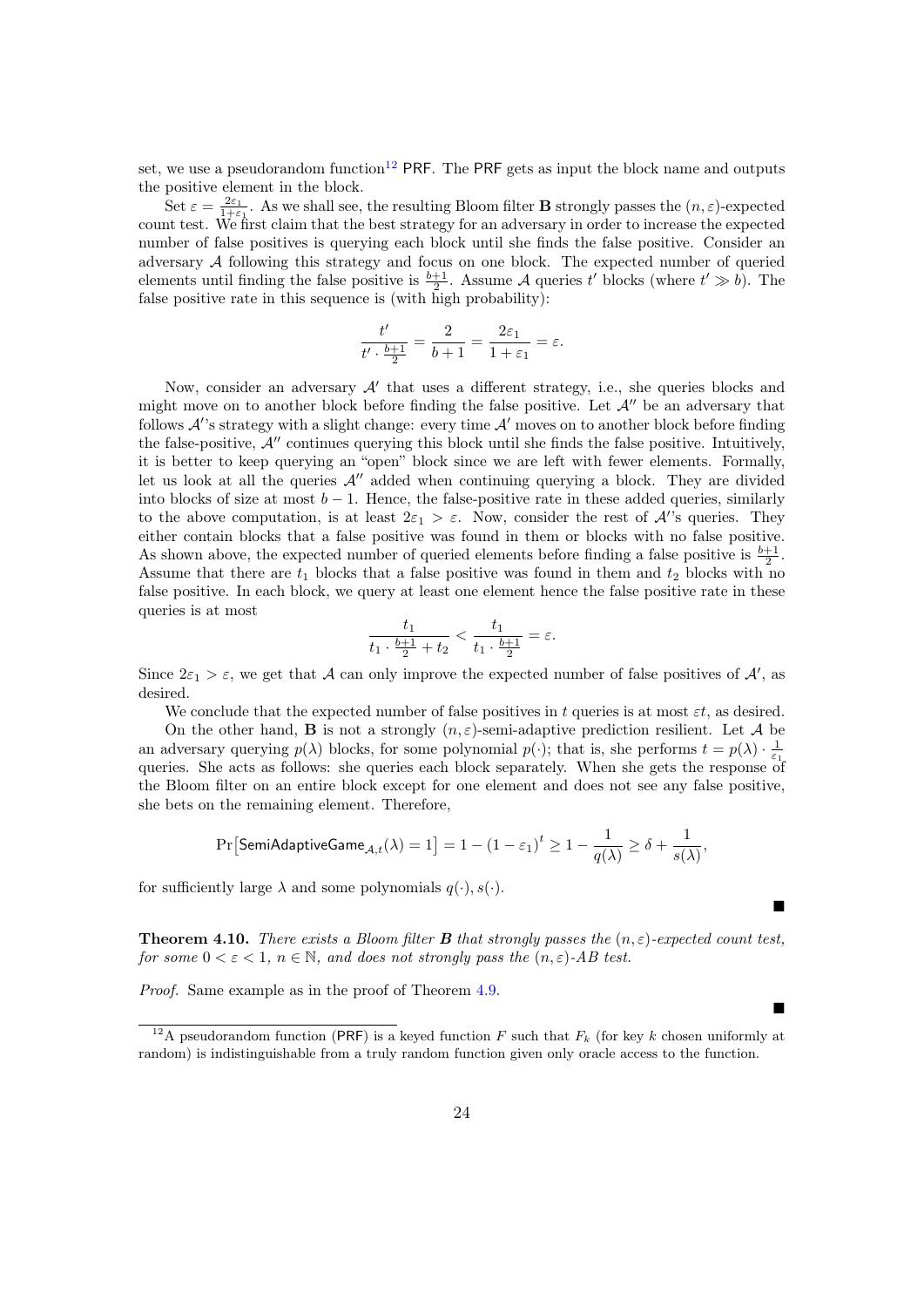set, we use a pseudorandom function[12] PRF. The PRF gets as input the block name and outputs the positive element in the block.

Set $\varepsilon = \frac{2\varepsilon_1}{1+\varepsilon_1}$. As we shall see, the resulting Bloom filter **B** strongly passes the $(n, \varepsilon)$-expected count test. We first claim that the best strategy for an adversary in order to increase the expected number of false positives is querying each block until she finds the false positive. Consider an adversary $\mathcal{A}$ following this strategy and focus on one block. The expected number of queried elements until finding the false positive is $\frac{b+1}{2}$. Assume $\mathcal{A}$ queries $t'$ blocks (where $t' \gg b$). The false positive rate in this sequence is (with high probability):

$$\frac{t'}{t' \cdot \frac{b+1}{2}} = \frac{2}{b+1} = \frac{2\varepsilon_1}{1+\varepsilon_1} = \varepsilon.$$

Now, consider an adversary $\mathcal{A}'$ that uses a different strategy, i.e., she queries blocks and might move on to another block before finding the false positive. Let $\mathcal{A}''$ be an adversary that follows $\mathcal{A}'$'s strategy with a slight change: every time $\mathcal{A}'$ moves on to another block before finding the false-positive, $\mathcal{A}''$ continues querying this block until she finds the false positive. Intuitively, it is better to keep querying an "open" block since we are left with fewer elements. Formally, let us look at all the queries $\mathcal{A}''$ added when continuing querying a block. They are divided into blocks of size at most $b-1$. Hence, the false-positive rate in these added queries, similarly to the above computation, is at least $2\varepsilon_1 > \varepsilon$. Now, consider the rest of $\mathcal{A}'$'s queries. They either contain blocks that a false positive was found in them or blocks with no false positive. As shown above, the expected number of queried elements before finding a false positive is $\frac{b+1}{2}$. Assume that there are $t_1$ blocks that a false positive was found in them and $t_2$ blocks with no false positive. In each block, we query at least one element hence the false positive rate in these queries is at most

$$\frac{t_1}{t_1 \cdot \frac{b+1}{2} + t_2} < \frac{t_1}{t_1 \cdot \frac{b+1}{2}} = \varepsilon.$$

Since $2\varepsilon_1 > \varepsilon$, we get that $\mathcal{A}$ can only improve the expected number of false positives of $\mathcal{A}'$, as desired.

We conclude that the expected number of false positives in $t$ queries is at most $\varepsilon t$, as desired.

On the other hand, **B** is not a strongly $(n, \varepsilon)$-semi-adaptive prediction resilient. Let $\mathcal{A}$ be an adversary querying $p(\lambda)$ blocks, for some polynomial $p(\cdot)$; that is, she performs $t = p(\lambda) \cdot \frac{1}{\varepsilon_1}$ queries. She acts as follows: she queries each block separately. When she gets the response of the Bloom filter on an entire block except for one element and does not see any false positive, she bets on the remaining element. Therefore,

$$\Pr\left[\mathsf{SemiAdaptiveGame}_{\mathcal{A},t}(\lambda) = 1\right] = 1 - (1-\varepsilon_1)^t \geq 1 - \frac{1}{q(\lambda)} \geq \delta + \frac{1}{s(\lambda)},$$

for sufficiently large $\lambda$ and some polynomials $q(\cdot), s(\cdot)$.

■

**Theorem 4.10.** *There exists a Bloom filter **B** that strongly passes the $(n, \varepsilon)$-expected count test, for some $0 < \varepsilon < 1$, $n \in \mathbb{N}$, and does not strongly pass the $(n, \varepsilon)$-AB test.*

*Proof.* Same example as in the proof of Theorem 4.9.

■

[12] A pseudorandom function (PRF) is a keyed function $F$ such that $F_k$ (for key $k$ chosen uniformly at random) is indistinguishable from a truly random function given only oracle access to the function.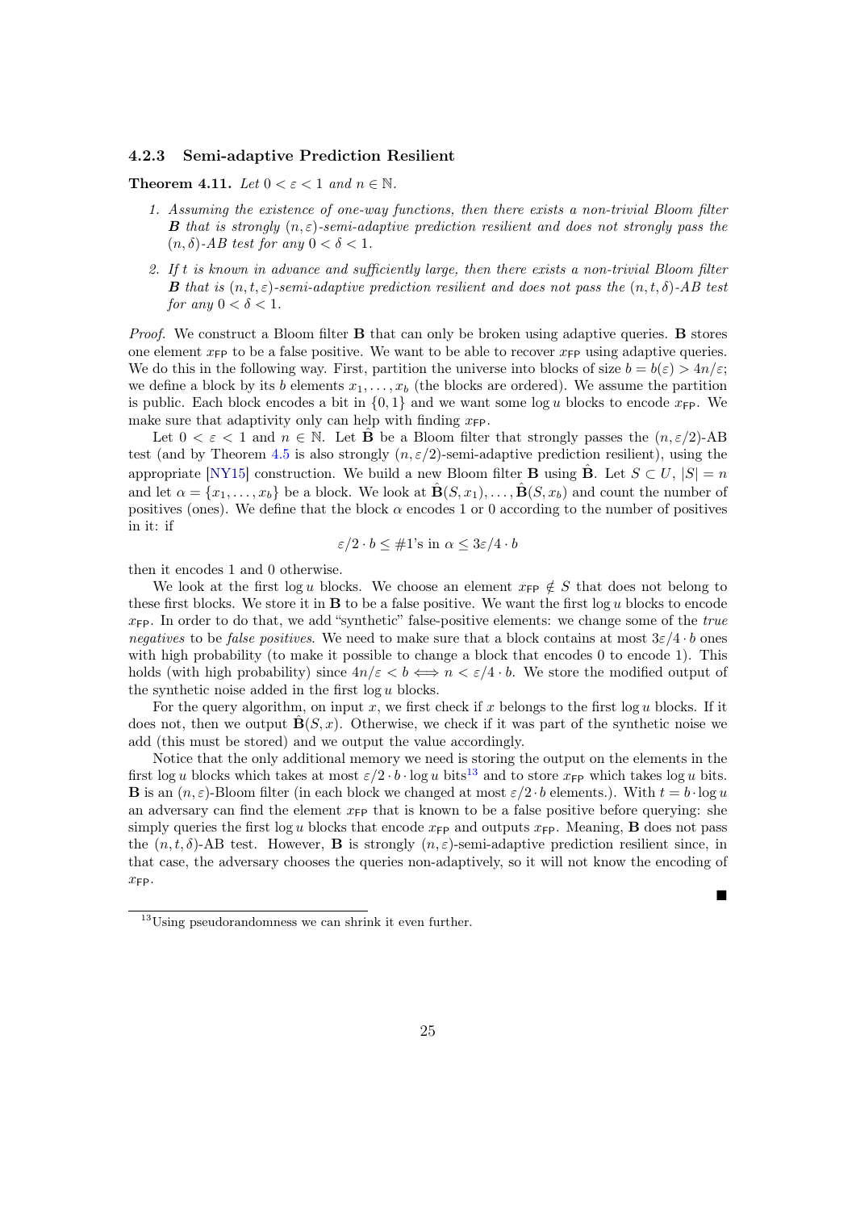#### 4.2.3 Semi-adaptive Prediction Resilient

**Theorem 4.11.** *Let $0 < \varepsilon < 1$ and $n \in \mathbb{N}$.*

1. *Assuming the existence of one-way functions, then there exists a non-trivial Bloom filter $\boldsymbol{B}$ that is strongly $(n, \varepsilon)$-semi-adaptive prediction resilient and does not strongly pass the $(n, \delta)$-AB test for any $0 < \delta < 1$.*
2. *If $t$ is known in advance and sufficiently large, then there exists a non-trivial Bloom filter $\boldsymbol{B}$ that is $(n, t, \varepsilon)$-semi-adaptive prediction resilient and does not pass the $(n, t, \delta)$-AB test for any $0 < \delta < 1$.*

*Proof.* We construct a Bloom filter $\mathbf{B}$ that can only be broken using adaptive queries. $\mathbf{B}$ stores one element $x_{\mathsf{FP}}$ to be a false positive. We want to be able to recover $x_{\mathsf{FP}}$ using adaptive queries. We do this in the following way. First, partition the universe into blocks of size $b = b(\varepsilon) > 4n/\varepsilon$; we define a block by its $b$ elements $x_1, \ldots, x_b$ (the blocks are ordered). We assume the partition is public. Each block encodes a bit in $\{0, 1\}$ and we want some $\log u$ blocks to encode $x_{\mathsf{FP}}$. We make sure that adaptivity only can help with finding $x_{\mathsf{FP}}$.

Let $0 < \varepsilon < 1$ and $n \in \mathbb{N}$. Let $\hat{\mathbf{B}}$ be a Bloom filter that strongly passes the $(n, \varepsilon/2)$-AB test (and by Theorem 4.5 is also strongly $(n, \varepsilon/2)$-semi-adaptive prediction resilient), using the appropriate [NY15] construction. We build a new Bloom filter $\mathbf{B}$ using $\hat{\mathbf{B}}$. Let $S \subset U$, $|S| = n$ and let $\alpha = \{x_1, \ldots, x_b\}$ be a block. We look at $\hat{\mathbf{B}}(S, x_1), \ldots, \hat{\mathbf{B}}(S, x_b)$ and count the number of positives (ones). We define that the block $\alpha$ encodes 1 or 0 according to the number of positives in it: if

$$\varepsilon/2 \cdot b \leq \#1\text{'s in } \alpha \leq 3\varepsilon/4 \cdot b$$

then it encodes 1 and 0 otherwise.

We look at the first $\log u$ blocks. We choose an element $x_{\mathsf{FP}} \notin S$ that does not belong to these first blocks. We store it in $\mathbf{B}$ to be a false positive. We want the first $\log u$ blocks to encode $x_{\mathsf{FP}}$. In order to do that, we add "synthetic" false-positive elements: we change some of the *true negatives* to be *false positives*. We need to make sure that a block contains at most $3\varepsilon/4 \cdot b$ ones with high probability (to make it possible to change a block that encodes 0 to encode 1). This holds (with high probability) since $4n/\varepsilon < b \iff n < \varepsilon/4 \cdot b$. We store the modified output of the synthetic noise added in the first $\log u$ blocks.

For the query algorithm, on input $x$, we first check if $x$ belongs to the first $\log u$ blocks. If it does not, then we output $\hat{\mathbf{B}}(S, x)$. Otherwise, we check if it was part of the synthetic noise we add (this must be stored) and we output the value accordingly.

Notice that the only additional memory we need is storing the output on the elements in the first $\log u$ blocks which takes at most $\varepsilon/2 \cdot b \cdot \log u$ bits[13] and to store $x_{\mathsf{FP}}$ which takes $\log u$ bits. $\mathbf{B}$ is an $(n, \varepsilon)$-Bloom filter (in each block we changed at most $\varepsilon/2 \cdot b$ elements.). With $t = b \cdot \log u$ an adversary can find the element $x_{\mathsf{FP}}$ that is known to be a false positive before querying: she simply queries the first $\log u$ blocks that encode $x_{\mathsf{FP}}$ and outputs $x_{\mathsf{FP}}$. Meaning, $\mathbf{B}$ does not pass the $(n, t, \delta)$-AB test. However, $\mathbf{B}$ is strongly $(n, \varepsilon)$-semi-adaptive prediction resilient since, in that case, the adversary chooses the queries non-adaptively, so it will not know the encoding of $x_{\mathsf{FP}}$. ∎

[13] Using pseudorandomness we can shrink it even further.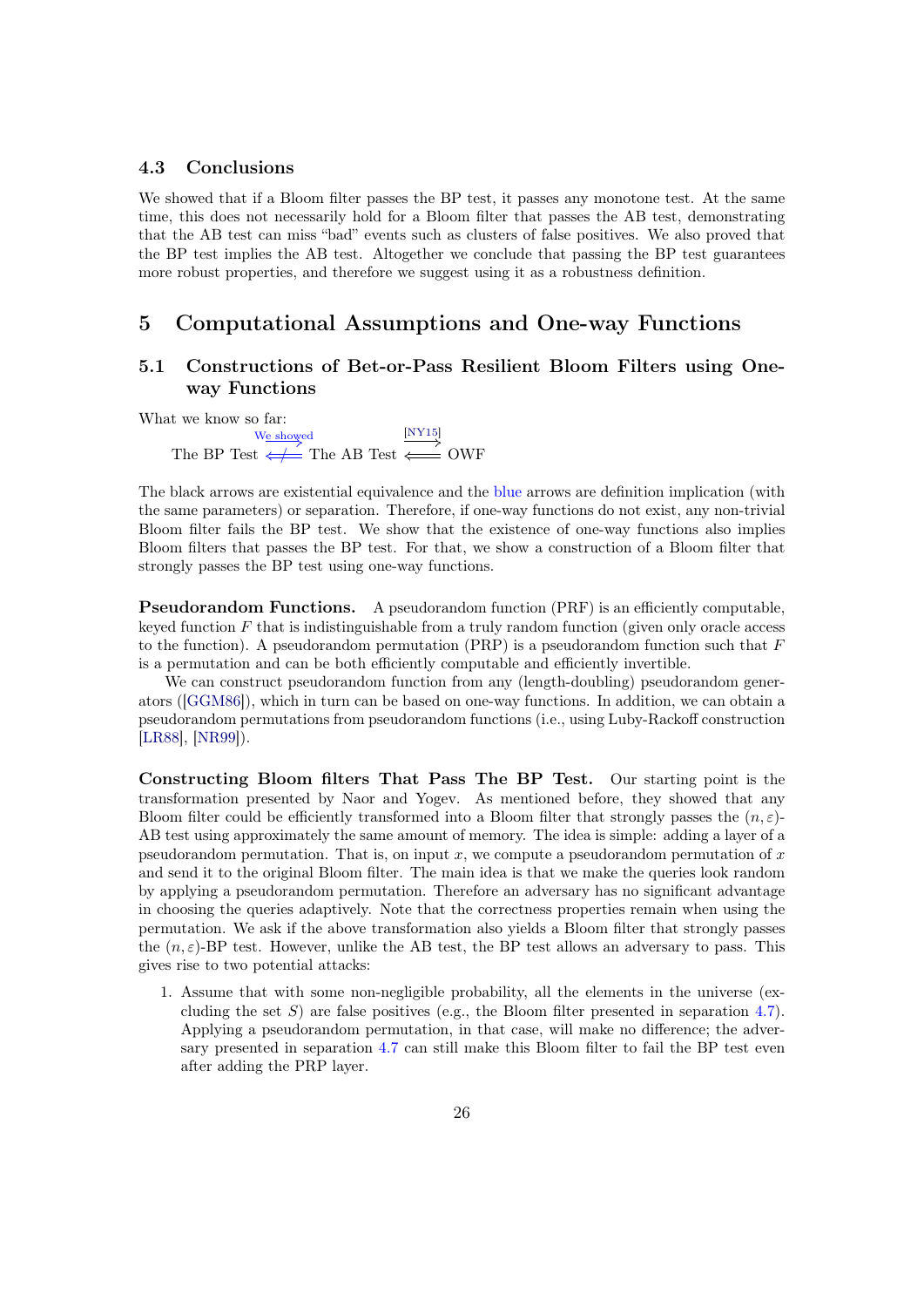### 4.3 Conclusions

We showed that if a Bloom filter passes the BP test, it passes any monotone test. At the same time, this does not necessarily hold for a Bloom filter that passes the AB test, demonstrating that the AB test can miss "bad" events such as clusters of false positives. We also proved that the BP test implies the AB test. Altogether we conclude that passing the BP test guarantees more robust properties, and therefore we suggest using it as a robustness definition.

## 5 Computational Assumptions and One-way Functions

### 5.1 Constructions of Bet-or-Pass Resilient Bloom Filters using One-way Functions

What we know so far:

$$\text{The BP Test} \underset{\not\Longleftarrow}{\xrightarrow{\text{We showed}}} \text{The AB Test} \underset{\Longleftarrow}{\xrightarrow{\text{[NY15]}}} \text{OWF}$$

The black arrows are existential equivalence and the blue arrows are definition implication (with the same parameters) or separation. Therefore, if one-way functions do not exist, any non-trivial Bloom filter fails the BP test. We show that the existence of one-way functions also implies Bloom filters that passes the BP test. For that, we show a construction of a Bloom filter that strongly passes the BP test using one-way functions.

**Pseudorandom Functions.** A pseudorandom function (PRF) is an efficiently computable, keyed function $F$ that is indistinguishable from a truly random function (given only oracle access to the function). A pseudorandom permutation (PRP) is a pseudorandom function such that $F$ is a permutation and can be both efficiently computable and efficiently invertible.

We can construct pseudorandom function from any (length-doubling) pseudorandom generators ([GGM86]), which in turn can be based on one-way functions. In addition, we can obtain a pseudorandom permutations from pseudorandom functions (i.e., using Luby-Rackoff construction [LR88], [NR99]).

**Constructing Bloom filters That Pass The BP Test.** Our starting point is the transformation presented by Naor and Yogev. As mentioned before, they showed that any Bloom filter could be efficiently transformed into a Bloom filter that strongly passes the $(n, \varepsilon)$-AB test using approximately the same amount of memory. The idea is simple: adding a layer of a pseudorandom permutation. That is, on input $x$, we compute a pseudorandom permutation of $x$ and send it to the original Bloom filter. The main idea is that we make the queries look random by applying a pseudorandom permutation. Therefore an adversary has no significant advantage in choosing the queries adaptively. Note that the correctness properties remain when using the permutation. We ask if the above transformation also yields a Bloom filter that strongly passes the $(n, \varepsilon)$-BP test. However, unlike the AB test, the BP test allows an adversary to pass. This gives rise to two potential attacks:

1. Assume that with some non-negligible probability, all the elements in the universe (excluding the set $S$) are false positives (e.g., the Bloom filter presented in separation 4.7). Applying a pseudorandom permutation, in that case, will make no difference; the adversary presented in separation 4.7 can still make this Bloom filter to fail the BP test even after adding the PRP layer.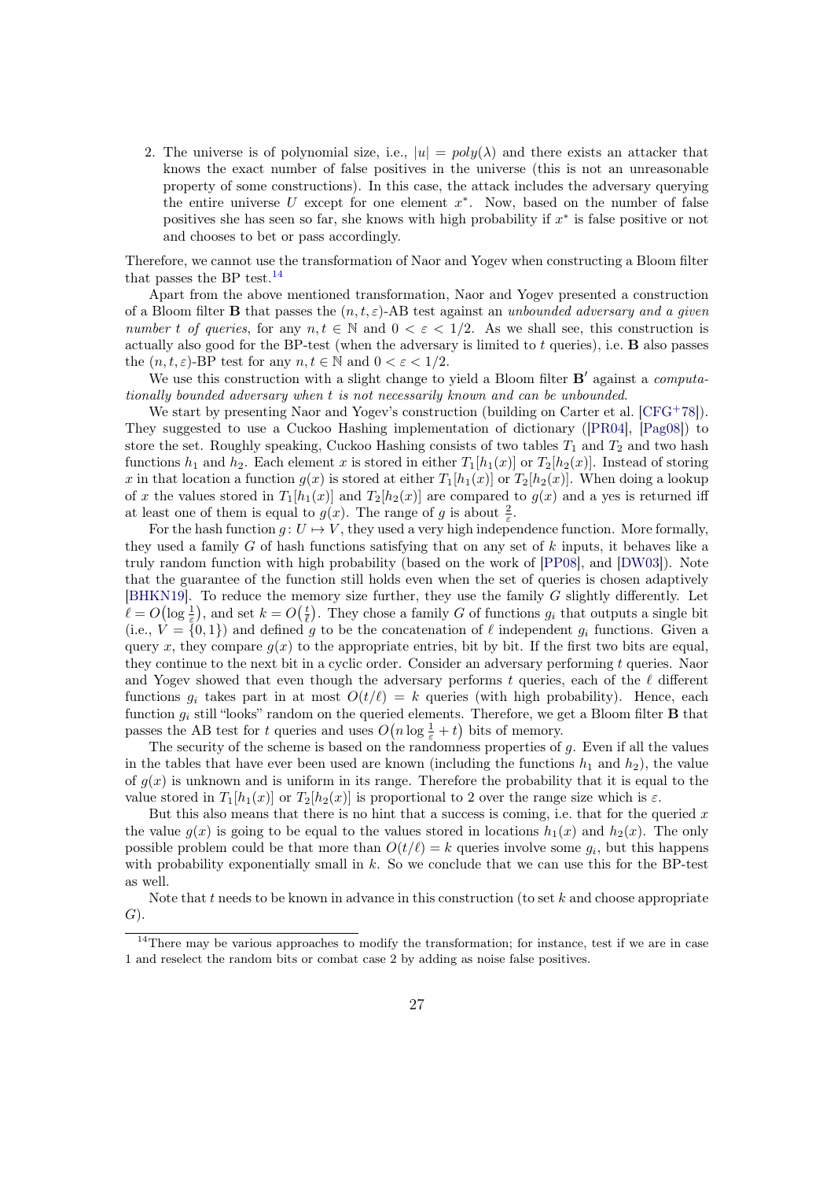2. The universe is of polynomial size, i.e., $|u| = poly(\lambda)$ and there exists an attacker that knows the exact number of false positives in the universe (this is not an unreasonable property of some constructions). In this case, the attack includes the adversary querying the entire universe $U$ except for one element $x^*$. Now, based on the number of false positives she has seen so far, she knows with high probability if $x^*$ is false positive or not and chooses to bet or pass accordingly.

Therefore, we cannot use the transformation of Naor and Yogev when constructing a Bloom filter that passes the BP test.[14]

Apart from the above mentioned transformation, Naor and Yogev presented a construction of a Bloom filter $\mathbf{B}$ that passes the $(n, t, \varepsilon)$-AB test against an *unbounded adversary and a given number $t$ of queries*, for any $n, t \in \mathbb{N}$ and $0 < \varepsilon < 1/2$. As we shall see, this construction is actually also good for the BP-test (when the adversary is limited to $t$ queries), i.e. $\mathbf{B}$ also passes the $(n, t, \varepsilon)$-BP test for any $n, t \in \mathbb{N}$ and $0 < \varepsilon < 1/2$.

We use this construction with a slight change to yield a Bloom filter $\mathbf{B}'$ against a *computationally bounded adversary when $t$ is not necessarily known and can be unbounded*.

We start by presenting Naor and Yogev's construction (building on Carter et al. [CFG+78]). They suggested to use a Cuckoo Hashing implementation of dictionary ([PR04], [Pag08]) to store the set. Roughly speaking, Cuckoo Hashing consists of two tables $T_1$ and $T_2$ and two hash functions $h_1$ and $h_2$. Each element $x$ is stored in either $T_1[h_1(x)]$ or $T_2[h_2(x)]$. Instead of storing $x$ in that location a function $g(x)$ is stored at either $T_1[h_1(x)]$ or $T_2[h_2(x)]$. When doing a lookup of $x$ the values stored in $T_1[h_1(x)]$ and $T_2[h_2(x)]$ are compared to $g(x)$ and a yes is returned iff at least one of them is equal to $g(x)$. The range of $g$ is about $\frac{2}{\varepsilon}$.

For the hash function $g \colon U \mapsto V$, they used a very high independence function. More formally, they used a family $G$ of hash functions satisfying that on any set of $k$ inputs, it behaves like a truly random function with high probability (based on the work of [PP08], and [DW03]). Note that the guarantee of the function still holds even when the set of queries is chosen adaptively [BHKN19]. To reduce the memory size further, they use the family $G$ slightly differently. Let $\ell = O\big(\log \frac{1}{\varepsilon}\big)$, and set $k = O\big(\frac{t}{\ell}\big)$. They chose a family $G$ of functions $g_i$ that outputs a single bit (i.e., $V = \{0, 1\}$) and defined $g$ to be the concatenation of $\ell$ independent $g_i$ functions. Given a query $x$, they compare $g(x)$ to the appropriate entries, bit by bit. If the first two bits are equal, they continue to the next bit in a cyclic order. Consider an adversary performing $t$ queries. Naor and Yogev showed that even though the adversary performs $t$ queries, each of the $\ell$ different functions $g_i$ takes part in at most $O(t/\ell) = k$ queries (with high probability). Hence, each function $g_i$ still "looks" random on the queried elements. Therefore, we get a Bloom filter $\mathbf{B}$ that passes the AB test for $t$ queries and uses $O\big(n \log \frac{1}{\varepsilon} + t\big)$ bits of memory.

The security of the scheme is based on the randomness properties of $g$. Even if all the values in the tables that have ever been used are known (including the functions $h_1$ and $h_2$), the value of $g(x)$ is unknown and is uniform in its range. Therefore the probability that it is equal to the value stored in $T_1[h_1(x)]$ or $T_2[h_2(x)]$ is proportional to 2 over the range size which is $\varepsilon$.

But this also means that there is no hint that a success is coming, i.e. that for the queried $x$ the value $g(x)$ is going to be equal to the values stored in locations $h_1(x)$ and $h_2(x)$. The only possible problem could be that more than $O(t/\ell) = k$ queries involve some $g_i$, but this happens with probability exponentially small in $k$. So we conclude that we can use this for the BP-test as well.

Note that $t$ needs to be known in advance in this construction (to set $k$ and choose appropriate $G$).

[14] There may be various approaches to modify the transformation; for instance, test if we are in case 1 and reselect the random bits or combat case 2 by adding as noise false positives.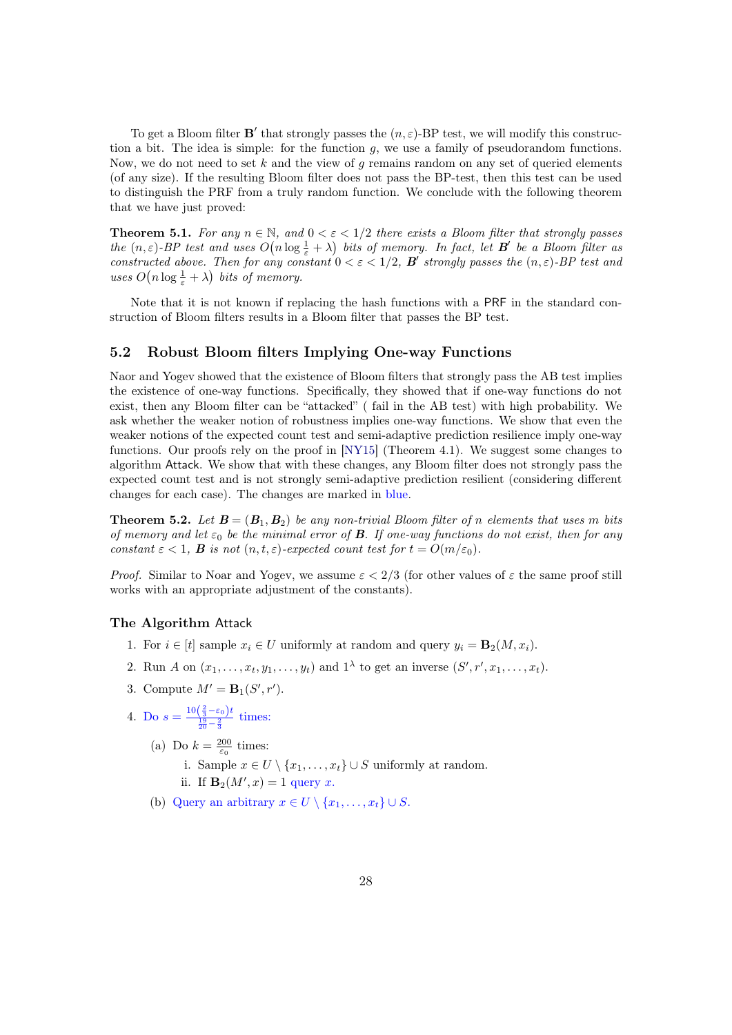To get a Bloom filter $\mathbf{B}'$ that strongly passes the $(n, \varepsilon)$-BP test, we will modify this construction a bit. The idea is simple: for the function $g$, we use a family of pseudorandom functions. Now, we do not need to set $k$ and the view of $g$ remains random on any set of queried elements (of any size). If the resulting Bloom filter does not pass the BP-test, then this test can be used to distinguish the PRF from a truly random function. We conclude with the following theorem that we have just proved:

**Theorem 5.1.** *For any $n \in \mathbb{N}$, and $0 < \varepsilon < 1/2$ there exists a Bloom filter that strongly passes the $(n, \varepsilon)$-BP test and uses $O\big(n \log \frac{1}{\varepsilon} + \lambda\big)$ bits of memory. In fact, let $\boldsymbol{B}'$ be a Bloom filter as constructed above. Then for any constant $0 < \varepsilon < 1/2$, $\boldsymbol{B}'$ strongly passes the $(n, \varepsilon)$-BP test and uses $O\big(n \log \frac{1}{\varepsilon} + \lambda\big)$ bits of memory.*

Note that it is not known if replacing the hash functions with a PRF in the standard construction of Bloom filters results in a Bloom filter that passes the BP test.

## 5.2 Robust Bloom filters Implying One-way Functions

Naor and Yogev showed that the existence of Bloom filters that strongly pass the AB test implies the existence of one-way functions. Specifically, they showed that if one-way functions do not exist, then any Bloom filter can be "attacked" ( fail in the AB test) with high probability. We ask whether the weaker notion of robustness implies one-way functions. We show that even the weaker notions of the expected count test and semi-adaptive prediction resilience imply one-way functions. Our proofs rely on the proof in [NY15] (Theorem 4.1). We suggest some changes to algorithm Attack. We show that with these changes, any Bloom filter does not strongly pass the expected count test and is not strongly semi-adaptive prediction resilient (considering different changes for each case). The changes are marked in blue.

**Theorem 5.2.** *Let $\boldsymbol{B} = (\boldsymbol{B}_1, \boldsymbol{B}_2)$ be any non-trivial Bloom filter of $n$ elements that uses $m$ bits of memory and let $\varepsilon_0$ be the minimal error of $\boldsymbol{B}$. If one-way functions do not exist, then for any constant $\varepsilon < 1$, $\boldsymbol{B}$ is not $(n, t, \varepsilon)$-expected count test for $t = O(m/\varepsilon_0)$.*

*Proof.* Similar to Noar and Yogev, we assume $\varepsilon < 2/3$ (for other values of $\varepsilon$ the same proof still works with an appropriate adjustment of the constants).

### The Algorithm Attack

1. For $i \in [t]$ sample $x_i \in U$ uniformly at random and query $y_i = \mathbf{B}_2(M, x_i)$.
2. Run $A$ on $(x_1, \ldots, x_t, y_1, \ldots, y_t)$ and $1^\lambda$ to get an inverse $(S', r', x_1, \ldots, x_t)$.
3. Compute $M' = \mathbf{B}_1(S', r')$.
4. Do $s = \frac{10\left(\frac{2}{3} - \varepsilon_0\right)t}{\frac{19}{20} - \frac{2}{3}}$ times:
   (a) Do $k = \frac{200}{\varepsilon_0}$ times:
      i. Sample $x \in U \setminus \{x_1, \ldots, x_t\} \cup S$ uniformly at random.
      ii. If $\mathbf{B}_2(M', x) = 1$ query $x$.
   (b) Query an arbitrary $x \in U \setminus \{x_1, \ldots, x_t\} \cup S$.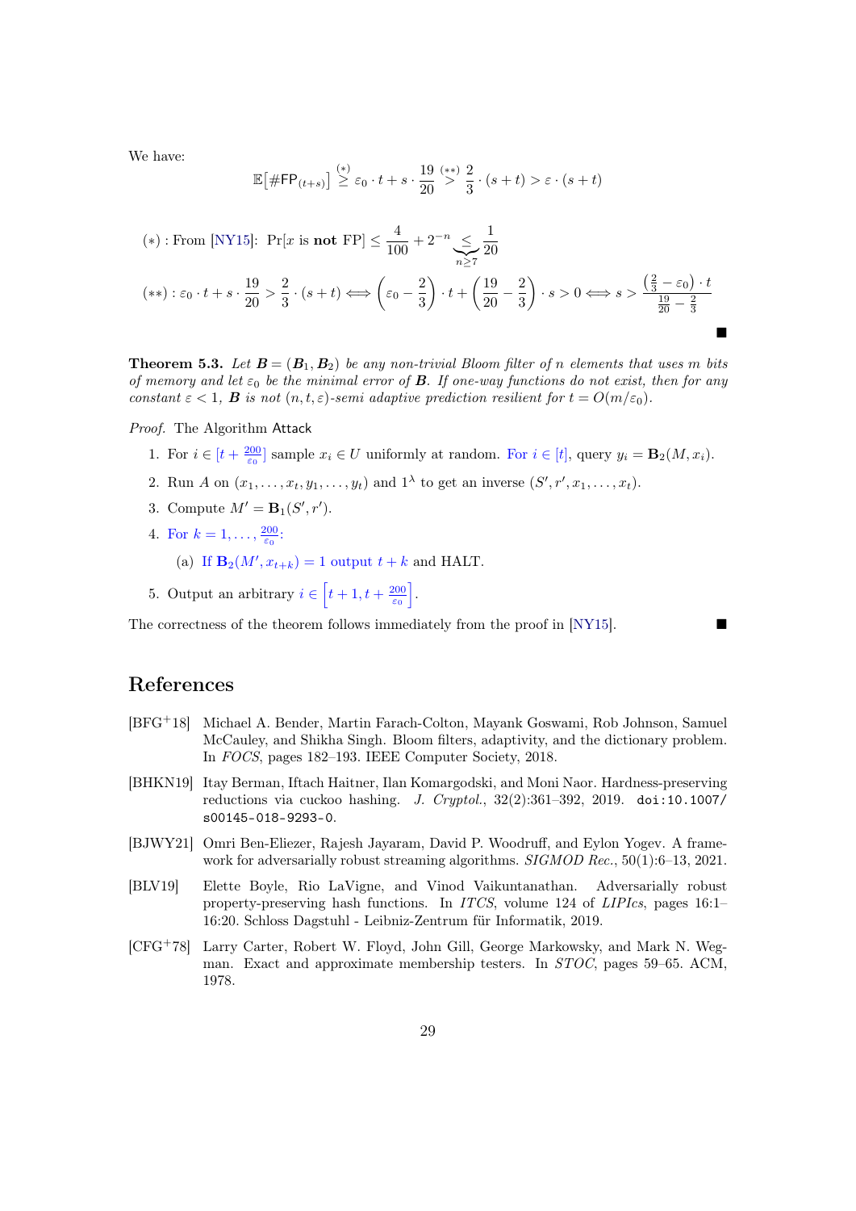We have:

$$\mathbb{E}\big[\#\mathsf{FP}_{(t+s)}\big] \overset{(*)}{\geq} \varepsilon_0 \cdot t + s \cdot \frac{19}{20} \overset{(**)}{>} \frac{2}{3} \cdot (s+t) > \varepsilon \cdot (s+t)$$

$$(*) : \text{From [NY15]: } \Pr[x \text{ is } \textbf{not} \text{ FP}] \leq \frac{4}{100} + 2^{-n} \underbrace{\leq}_{n \geq 7} \frac{1}{20}$$

$$(**) : \varepsilon_0 \cdot t + s \cdot \frac{19}{20} > \frac{2}{3} \cdot (s+t) \iff \left(\varepsilon_0 - \frac{2}{3}\right) \cdot t + \left(\frac{19}{20} - \frac{2}{3}\right) \cdot s > 0 \iff s > \frac{\left(\frac{2}{3} - \varepsilon_0\right) \cdot t}{\frac{19}{20} - \frac{2}{3}}$$

∎

**Theorem 5.3.** *Let $\boldsymbol{B} = (\boldsymbol{B}_1, \boldsymbol{B}_2)$ be any non-trivial Bloom filter of $n$ elements that uses $m$ bits of memory and let $\varepsilon_0$ be the minimal error of $\boldsymbol{B}$. If one-way functions do not exist, then for any constant $\varepsilon < 1$, $\boldsymbol{B}$ is not $(n, t, \varepsilon)$-semi adaptive prediction resilient for $t = O(m/\varepsilon_0)$.*

*Proof.* The Algorithm Attack

1. For $i \in [t + \frac{200}{\varepsilon_0}]$ sample $x_i \in U$ uniformly at random. For $i \in [t]$, query $y_i = \mathbf{B}_2(M, x_i)$.
2. Run $A$ on $(x_1, \ldots, x_t, y_1, \ldots, y_t)$ and $1^\lambda$ to get an inverse $(S', r', x_1, \ldots, x_t)$.
3. Compute $M' = \mathbf{B}_1(S', r')$.
4. For $k = 1, \ldots, \frac{200}{\varepsilon_0}$:
   (a) If $\mathbf{B}_2(M', x_{t+k}) = 1$ output $t + k$ and HALT.
5. Output an arbitrary $i \in \left[t + 1, t + \frac{200}{\varepsilon_0}\right]$.

The correctness of the theorem follows immediately from the proof in [NY15]. ∎

## References

[BFG+18] Michael A. Bender, Martin Farach-Colton, Mayank Goswami, Rob Johnson, Samuel McCauley, and Shikha Singh. Bloom filters, adaptivity, and the dictionary problem. In *FOCS*, pages 182–193. IEEE Computer Society, 2018.

[BHKN19] Itay Berman, Iftach Haitner, Ilan Komargodski, and Moni Naor. Hardness-preserving reductions via cuckoo hashing. *J. Cryptol.*, 32(2):361–392, 2019. `doi:10.1007/s00145-018-9293-0`.

[BJWY21] Omri Ben-Eliezer, Rajesh Jayaram, David P. Woodruff, and Eylon Yogev. A framework for adversarially robust streaming algorithms. *SIGMOD Rec.*, 50(1):6–13, 2021.

[BLV19] Elette Boyle, Rio LaVigne, and Vinod Vaikuntanathan. Adversarially robust property-preserving hash functions. In *ITCS*, volume 124 of *LIPIcs*, pages 16:1–16:20. Schloss Dagstuhl - Leibniz-Zentrum für Informatik, 2019.

[CFG+78] Larry Carter, Robert W. Floyd, John Gill, George Markowsky, and Mark N. Wegman. Exact and approximate membership testers. In *STOC*, pages 59–65. ACM, 1978.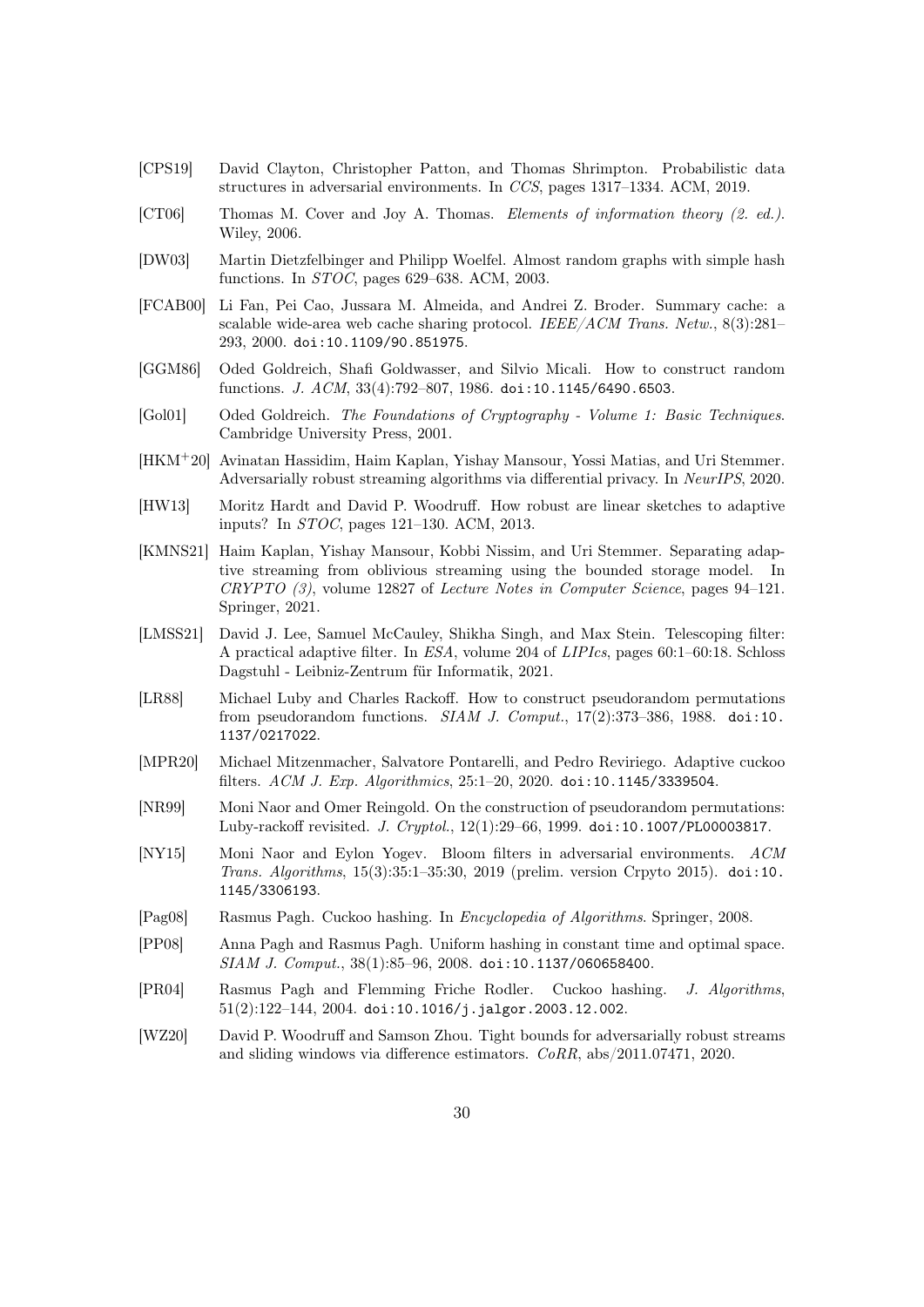[CPS19] David Clayton, Christopher Patton, and Thomas Shrimpton. Probabilistic data structures in adversarial environments. In *CCS*, pages 1317–1334. ACM, 2019.

[CT06] Thomas M. Cover and Joy A. Thomas. *Elements of information theory (2. ed.)*. Wiley, 2006.

[DW03] Martin Dietzfelbinger and Philipp Woelfel. Almost random graphs with simple hash functions. In *STOC*, pages 629–638. ACM, 2003.

[FCAB00] Li Fan, Pei Cao, Jussara M. Almeida, and Andrei Z. Broder. Summary cache: a scalable wide-area web cache sharing protocol. *IEEE/ACM Trans. Netw.*, 8(3):281–293, 2000. `doi:10.1109/90.851975`.

[GGM86] Oded Goldreich, Shafi Goldwasser, and Silvio Micali. How to construct random functions. *J. ACM*, 33(4):792–807, 1986. `doi:10.1145/6490.6503`.

[Gol01] Oded Goldreich. *The Foundations of Cryptography - Volume 1: Basic Techniques*. Cambridge University Press, 2001.

[HKM+20] Avinatan Hassidim, Haim Kaplan, Yishay Mansour, Yossi Matias, and Uri Stemmer. Adversarially robust streaming algorithms via differential privacy. In *NeurIPS*, 2020.

[HW13] Moritz Hardt and David P. Woodruff. How robust are linear sketches to adaptive inputs? In *STOC*, pages 121–130. ACM, 2013.

[KMNS21] Haim Kaplan, Yishay Mansour, Kobbi Nissim, and Uri Stemmer. Separating adaptive streaming from oblivious streaming using the bounded storage model. In *CRYPTO (3)*, volume 12827 of *Lecture Notes in Computer Science*, pages 94–121. Springer, 2021.

[LMSS21] David J. Lee, Samuel McCauley, Shikha Singh, and Max Stein. Telescoping filter: A practical adaptive filter. In *ESA*, volume 204 of *LIPIcs*, pages 60:1–60:18. Schloss Dagstuhl - Leibniz-Zentrum für Informatik, 2021.

[LR88] Michael Luby and Charles Rackoff. How to construct pseudorandom permutations from pseudorandom functions. *SIAM J. Comput.*, 17(2):373–386, 1988. `doi:10.1137/0217022`.

[MPR20] Michael Mitzenmacher, Salvatore Pontarelli, and Pedro Reviriego. Adaptive cuckoo filters. *ACM J. Exp. Algorithmics*, 25:1–20, 2020. `doi:10.1145/3339504`.

[NR99] Moni Naor and Omer Reingold. On the construction of pseudorandom permutations: Luby-rackoff revisited. *J. Cryptol.*, 12(1):29–66, 1999. `doi:10.1007/PL00003817`.

[NY15] Moni Naor and Eylon Yogev. Bloom filters in adversarial environments. *ACM Trans. Algorithms*, 15(3):35:1–35:30, 2019 (prelim. version Crpyto 2015). `doi:10.1145/3306193`.

[Pag08] Rasmus Pagh. Cuckoo hashing. In *Encyclopedia of Algorithms*. Springer, 2008.

[PP08] Anna Pagh and Rasmus Pagh. Uniform hashing in constant time and optimal space. *SIAM J. Comput.*, 38(1):85–96, 2008. `doi:10.1137/060658400`.

[PR04] Rasmus Pagh and Flemming Friche Rodler. Cuckoo hashing. *J. Algorithms*, 51(2):122–144, 2004. `doi:10.1016/j.jalgor.2003.12.002`.

[WZ20] David P. Woodruff and Samson Zhou. Tight bounds for adversarially robust streams and sliding windows via difference estimators. *CoRR*, abs/2011.07471, 2020.